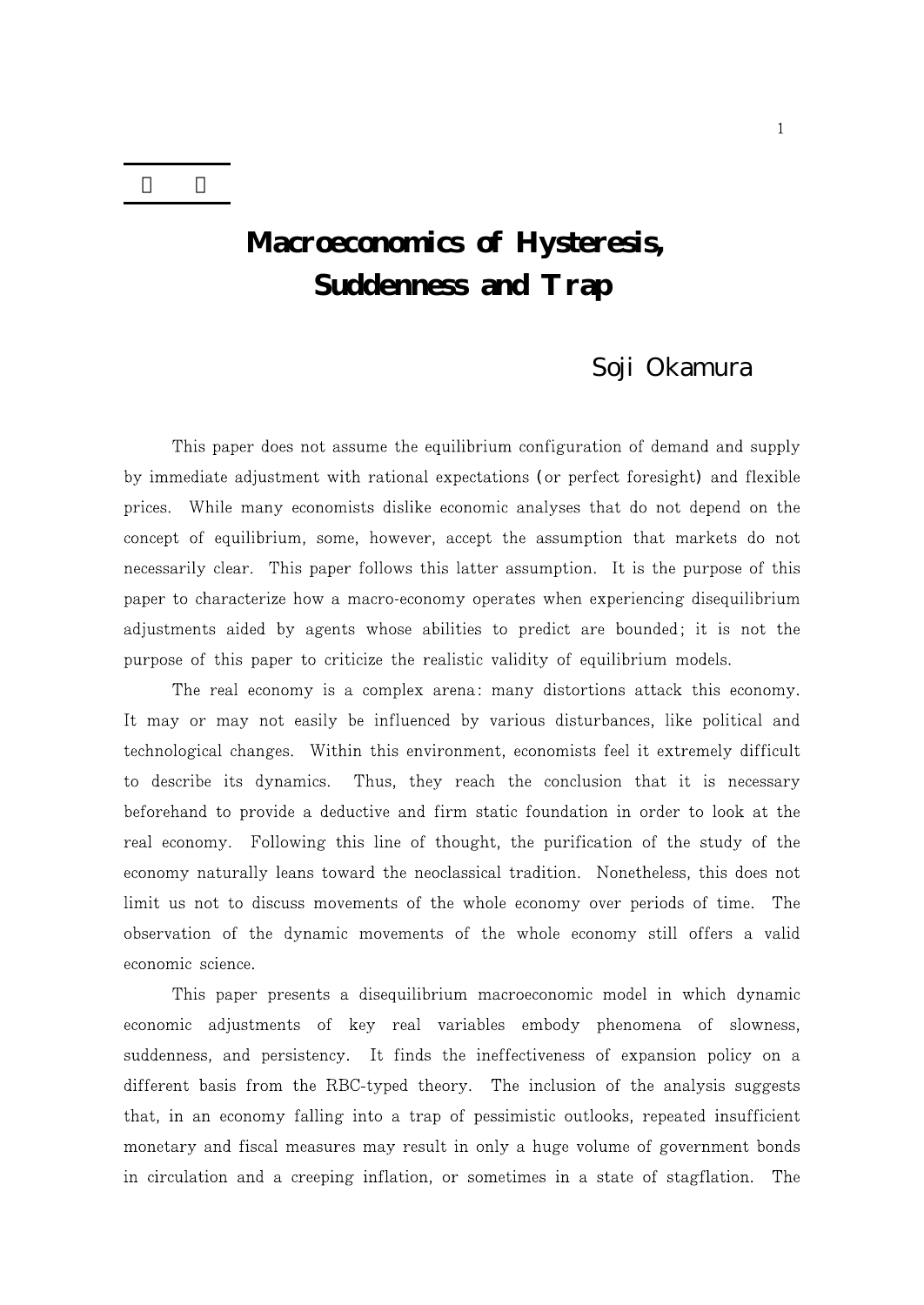# Macroeconomics of Hysteresis, Suddenness and Trap

Soji Okamura

This paper does not assume the equilibrium configuration of demand and supply by immediate adjustment with rational expectations (or perfect foresight) and flexible prices. While many economists dislike economic analyses that do not depend on the concept of equilibrium, some, however, accept the assumption that markets do not necessarily clear. This paper follows this latter assumption. It is the purpose of this paper to characterize how a macro-economy operates when experiencing disequilibrium adjustments aided by agents whose abilities to predict are bounded; it is not the purpose of this paper to criticize the realistic validity of equilibrium models.

The real economy is a complex arena: many distortions attack this economy. It may or may not easily be influenced by various disturbances, like political and technological changes. Within this environment, economists feel it extremely difficult to describe its dynamics. Thus, they reach the conclusion that it is necessary beforehand to provide a deductive and firm static foundation in order to look at the real economy. Following this line of thought, the purification of the study of the economy naturally leans toward the neoclassical tradition. Nonetheless, this does not limit us not to discuss movements of the whole economy over periods of time. The observation of the dynamic movements of the whole economy still offers a valid economic science.

This paper presents a disequilibrium macroeconomic model in which dynamic economic adjustments of key real variables embody phenomena of slowness, suddenness, and persistency. It finds the ineffectiveness of expansion policy on a different basis from the RBC-typed theory. The inclusion of the analysis suggests that, in an economy falling into a trap of pessimistic outlooks, repeated insufficient monetary and fiscal measures may result in only a huge volume of government bonds in circulation and a creeping inflation, or sometimes in a state of stagflation. The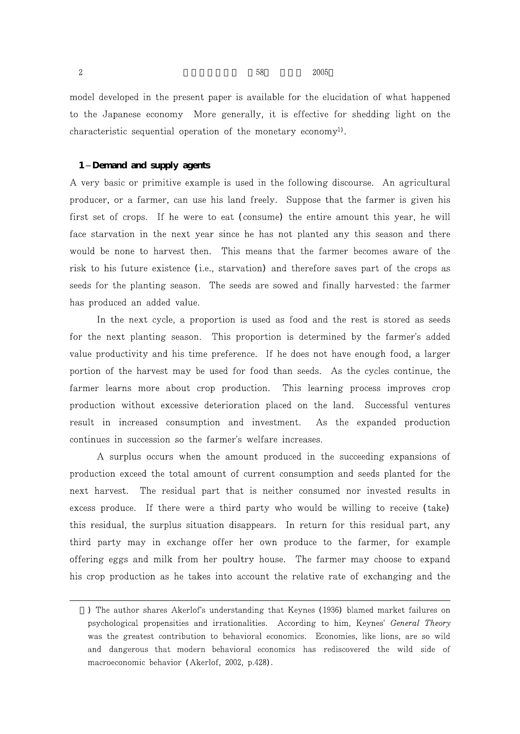model developed in the present paper is available for the elucidation of what happened to the Japanese economy More generally, it is effective for shedding light on the characteristic sequential operation of the monetary economy[1].

## 1 – Demand and supply agents

A very basic or primitive example is used in the following discourse. An agricultural producer, or a farmer, can use his land freely. Suppose that the farmer is given his first set of crops. If he were to eat (consume) the entire amount this year, he will face starvation in the next year since he has not planted any this season and there would be none to harvest then. This means that the farmer becomes aware of the risk to his future existence (i.e., starvation) and therefore saves part of the crops as seeds for the planting season. The seeds are sowed and finally harvested: the farmer has produced an added value.

In the next cycle, a proportion is used as food and the rest is stored as seeds for the next planting season. This proportion is determined by the farmer's added value productivity and his time preference. If he does not have enough food, a larger portion of the harvest may be used for food than seeds. As the cycles continue, the farmer learns more about crop production. This learning process improves crop production without excessive deterioration placed on the land. Successful ventures result in increased consumption and investment. As the expanded production continues in succession so the farmer's welfare increases.

A surplus occurs when the amount produced in the succeeding expansions of production exceed the total amount of current consumption and seeds planted for the next harvest. The residual part that is neither consumed nor invested results in excess produce. If there were a third party who would be willing to receive (take) this residual, the surplus situation disappears. In return for this residual part, any third party may in exchange offer her own produce to the farmer, for example offering eggs and milk from her poultry house. The farmer may choose to expand his crop production as he takes into account the relative rate of exchanging and the

---

1) The author shares Akerlof's understanding that Keynes (1936) blamed market failures on psychological propensities and irrationalities. According to him, Keynes' *General Theory* was the greatest contribution to behavioral economics. Economies, like lions, are so wild and dangerous that modern behavioral economics has rediscovered the wild side of macroeconomic behavior (Akerlof, 2002, p.428).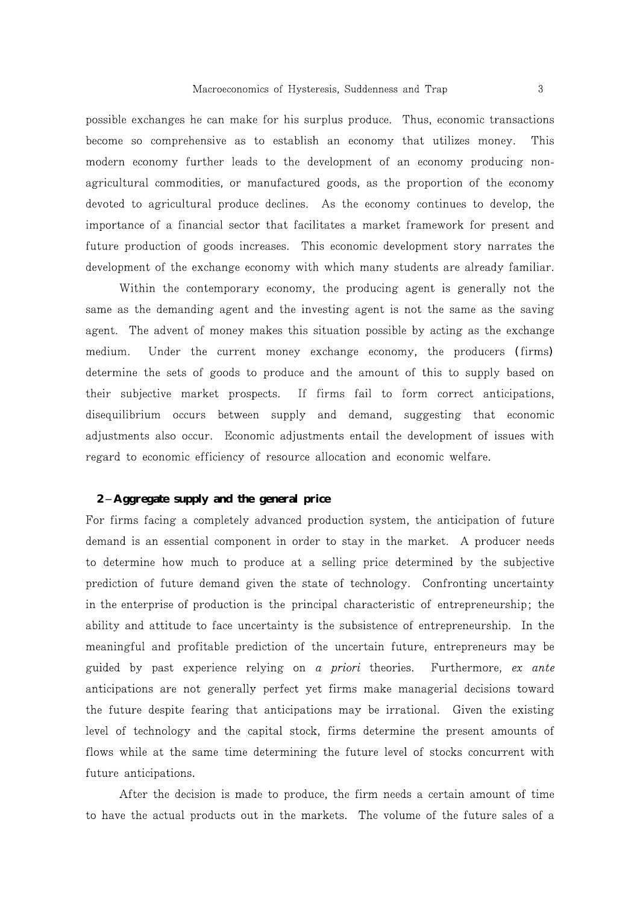possible exchanges he can make for his surplus produce. Thus, economic transactions become so comprehensive as to establish an economy that utilizes money. This modern economy further leads to the development of an economy producing non-agricultural commodities, or manufactured goods, as the proportion of the economy devoted to agricultural produce declines. As the economy continues to develop, the importance of a financial sector that facilitates a market framework for present and future production of goods increases. This economic development story narrates the development of the exchange economy with which many students are already familiar.

Within the contemporary economy, the producing agent is generally not the same as the demanding agent and the investing agent is not the same as the saving agent. The advent of money makes this situation possible by acting as the exchange medium. Under the current money exchange economy, the producers (firms) determine the sets of goods to produce and the amount of this to supply based on their subjective market prospects. If firms fail to form correct anticipations, disequilibrium occurs between supply and demand, suggesting that economic adjustments also occur. Economic adjustments entail the development of issues with regard to economic efficiency of resource allocation and economic welfare.

## 2-Aggregate supply and the general price

For firms facing a completely advanced production system, the anticipation of future demand is an essential component in order to stay in the market. A producer needs to determine how much to produce at a selling price determined by the subjective prediction of future demand given the state of technology. Confronting uncertainty in the enterprise of production is the principal characteristic of entrepreneurship; the ability and attitude to face uncertainty is the subsistence of entrepreneurship. In the meaningful and profitable prediction of the uncertain future, entrepreneurs may be guided by past experience relying on *a priori* theories. Furthermore, *ex ante* anticipations are not generally perfect yet firms make managerial decisions toward the future despite fearing that anticipations may be irrational. Given the existing level of technology and the capital stock, firms determine the present amounts of flows while at the same time determining the future level of stocks concurrent with future anticipations.

After the decision is made to produce, the firm needs a certain amount of time to have the actual products out in the markets. The volume of the future sales of a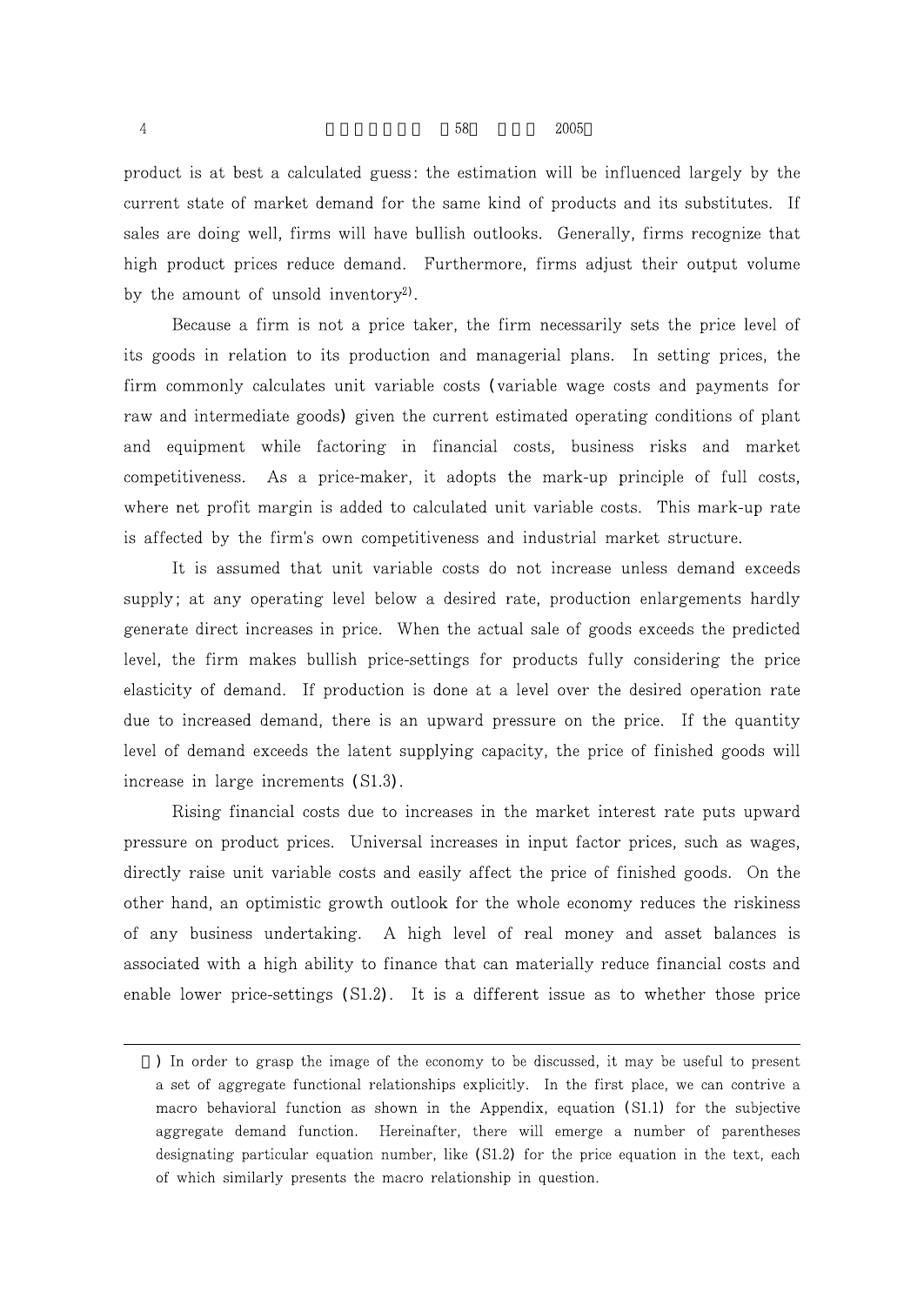product is at best a calculated guess: the estimation will be influenced largely by the current state of market demand for the same kind of products and its substitutes. If sales are doing well, firms will have bullish outlooks. Generally, firms recognize that high product prices reduce demand. Furthermore, firms adjust their output volume by the amount of unsold inventory[2].

Because a firm is not a price taker, the firm necessarily sets the price level of its goods in relation to its production and managerial plans. In setting prices, the firm commonly calculates unit variable costs (variable wage costs and payments for raw and intermediate goods) given the current estimated operating conditions of plant and equipment while factoring in financial costs, business risks and market competitiveness. As a price-maker, it adopts the mark-up principle of full costs, where net profit margin is added to calculated unit variable costs. This mark-up rate is affected by the firm's own competitiveness and industrial market structure.

It is assumed that unit variable costs do not increase unless demand exceeds supply; at any operating level below a desired rate, production enlargements hardly generate direct increases in price. When the actual sale of goods exceeds the predicted level, the firm makes bullish price-settings for products fully considering the price elasticity of demand. If production is done at a level over the desired operation rate due to increased demand, there is an upward pressure on the price. If the quantity level of demand exceeds the latent supplying capacity, the price of finished goods will increase in large increments (S1.3).

Rising financial costs due to increases in the market interest rate puts upward pressure on product prices. Universal increases in input factor prices, such as wages, directly raise unit variable costs and easily affect the price of finished goods. On the other hand, an optimistic growth outlook for the whole economy reduces the riskiness of any business undertaking. A high level of real money and asset balances is associated with a high ability to finance that can materially reduce financial costs and enable lower price-settings (S1.2). It is a different issue as to whether those price

---

2) In order to grasp the image of the economy to be discussed, it may be useful to present a set of aggregate functional relationships explicitly. In the first place, we can contrive a macro behavioral function as shown in the Appendix, equation (S1.1) for the subjective aggregate demand function. Hereinafter, there will emerge a number of parentheses designating particular equation number, like (S1.2) for the price equation in the text, each of which similarly presents the macro relationship in question.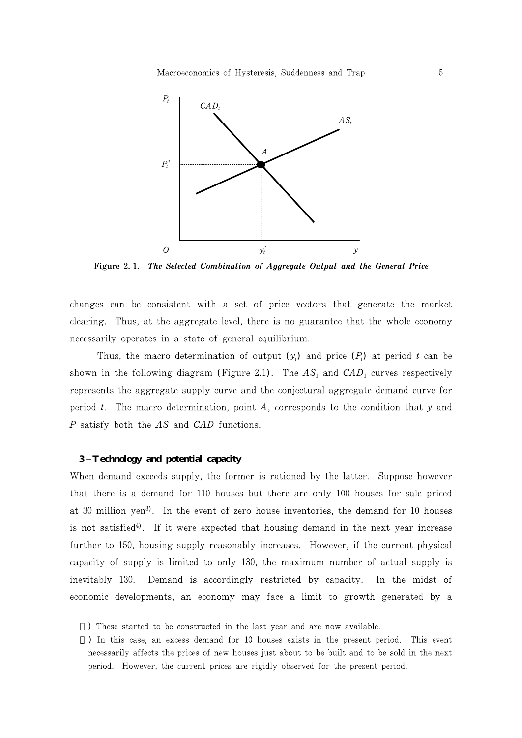Figure 2. 1. ***The Selected Combination of Aggregate Output and the General Price***

changes can be consistent with a set of price vectors that generate the market clearing. Thus, at the aggregate level, there is no guarantee that the whole economy necessarily operates in a state of general equilibrium.

Thus, the macro determination of output ($y_t$) and price ($P_t$) at period $t$ can be shown in the following diagram (Figure 2.1). The $AS_1$ and $CAD_1$ curves respectively represents the aggregate supply curve and the conjectural aggregate demand curve for period $t$. The macro determination, point $A$, corresponds to the condition that $y$ and $P$ satisfy both the $AS$ and $CAD$ functions.

### 3 – Technology and potential capacity

When demand exceeds supply, the former is rationed by the latter. Suppose however that there is a demand for 110 houses but there are only 100 houses for sale priced at 30 million yen[3]. In the event of zero house inventories, the demand for 10 houses is not satisfied[4]. If it were expected that housing demand in the next year increase further to 150, housing supply reasonably increases. However, if the current physical capacity of supply is limited to only 130, the maximum number of actual supply is inevitably 130. Demand is accordingly restricted by capacity. In the midst of economic developments, an economy may face a limit to growth generated by a

---

3) These started to be constructed in the last year and are now available.

4) In this case, an excess demand for 10 houses exists in the present period. This event necessarily affects the prices of new houses just about to be built and to be sold in the next period. However, the current prices are rigidly observed for the present period.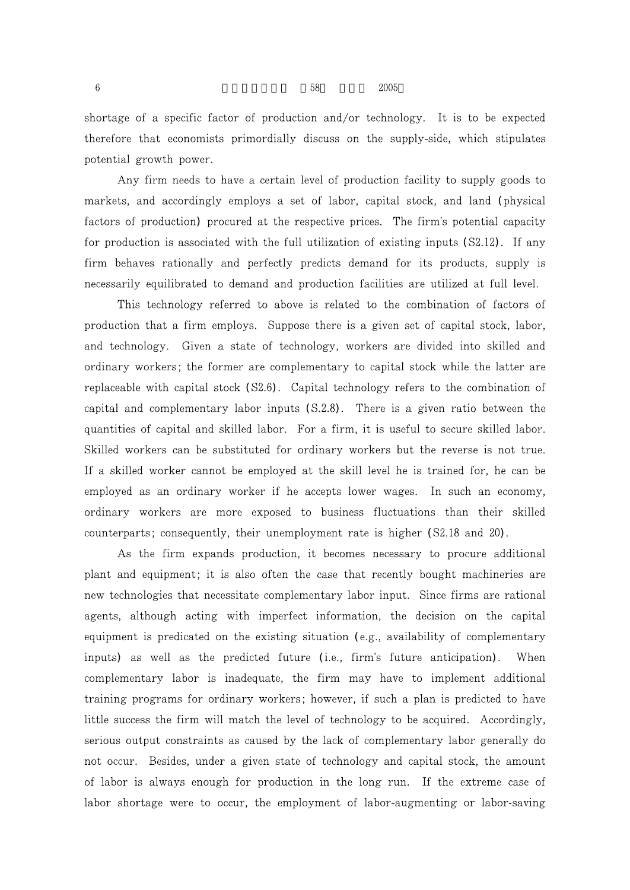shortage of a specific factor of production and/or technology. It is to be expected therefore that economists primordially discuss on the supply-side, which stipulates potential growth power.

Any firm needs to have a certain level of production facility to supply goods to markets, and accordingly employs a set of labor, capital stock, and land (physical factors of production) procured at the respective prices. The firm's potential capacity for production is associated with the full utilization of existing inputs (S2.12). If any firm behaves rationally and perfectly predicts demand for its products, supply is necessarily equilibrated to demand and production facilities are utilized at full level.

This technology referred to above is related to the combination of factors of production that a firm employs. Suppose there is a given set of capital stock, labor, and technology. Given a state of technology, workers are divided into skilled and ordinary workers; the former are complementary to capital stock while the latter are replaceable with capital stock (S2.6). Capital technology refers to the combination of capital and complementary labor inputs (S.2.8). There is a given ratio between the quantities of capital and skilled labor. For a firm, it is useful to secure skilled labor. Skilled workers can be substituted for ordinary workers but the reverse is not true. If a skilled worker cannot be employed at the skill level he is trained for, he can be employed as an ordinary worker if he accepts lower wages. In such an economy, ordinary workers are more exposed to business fluctuations than their skilled counterparts; consequently, their unemployment rate is higher (S2.18 and 20).

As the firm expands production, it becomes necessary to procure additional plant and equipment; it is also often the case that recently bought machineries are new technologies that necessitate complementary labor input. Since firms are rational agents, although acting with imperfect information, the decision on the capital equipment is predicated on the existing situation (e.g., availability of complementary inputs) as well as the predicted future (i.e., firm's future anticipation). When complementary labor is inadequate, the firm may have to implement additional training programs for ordinary workers; however, if such a plan is predicted to have little success the firm will match the level of technology to be acquired. Accordingly, serious output constraints as caused by the lack of complementary labor generally do not occur. Besides, under a given state of technology and capital stock, the amount of labor is always enough for production in the long run. If the extreme case of labor shortage were to occur, the employment of labor-augmenting or labor-saving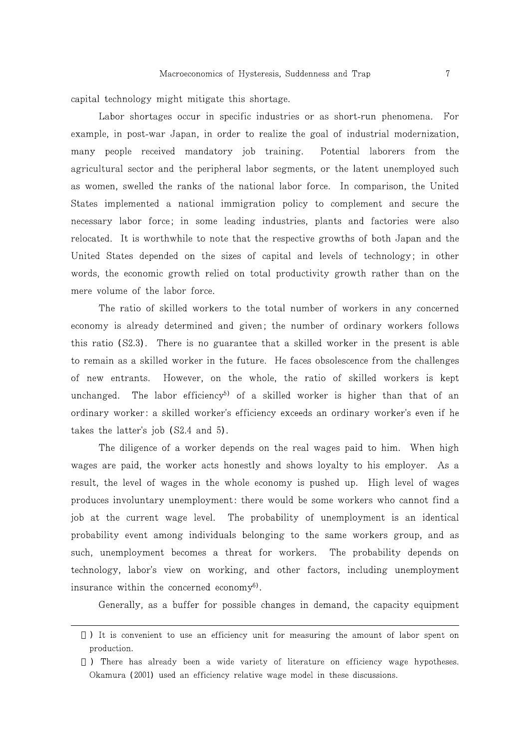capital technology might mitigate this shortage.

Labor shortages occur in specific industries or as short-run phenomena. For example, in post-war Japan, in order to realize the goal of industrial modernization, many people received mandatory job training. Potential laborers from the agricultural sector and the peripheral labor segments, or the latent unemployed such as women, swelled the ranks of the national labor force. In comparison, the United States implemented a national immigration policy to complement and secure the necessary labor force; in some leading industries, plants and factories were also relocated. It is worthwhile to note that the respective growths of both Japan and the United States depended on the sizes of capital and levels of technology; in other words, the economic growth relied on total productivity growth rather than on the mere volume of the labor force.

The ratio of skilled workers to the total number of workers in any concerned economy is already determined and given; the number of ordinary workers follows this ratio (S2.3). There is no guarantee that a skilled worker in the present is able to remain as a skilled worker in the future. He faces obsolescence from the challenges of new entrants. However, on the whole, the ratio of skilled workers is kept unchanged. The labor efficiency[5)] of a skilled worker is higher than that of an ordinary worker: a skilled worker's efficiency exceeds an ordinary worker's even if he takes the latter's job (S2.4 and 5).

The diligence of a worker depends on the real wages paid to him. When high wages are paid, the worker acts honestly and shows loyalty to his employer. As a result, the level of wages in the whole economy is pushed up. High level of wages produces involuntary unemployment: there would be some workers who cannot find a job at the current wage level. The probability of unemployment is an identical probability event among individuals belonging to the same workers group, and as such, unemployment becomes a threat for workers. The probability depends on technology, labor's view on working, and other factors, including unemployment insurance within the concerned economy[6)].

Generally, as a buffer for possible changes in demand, the capacity equipment

---

5) It is convenient to use an efficiency unit for measuring the amount of labor spent on production.

6) There has already been a wide variety of literature on efficiency wage hypotheses. Okamura (2001) used an efficiency relative wage model in these discussions.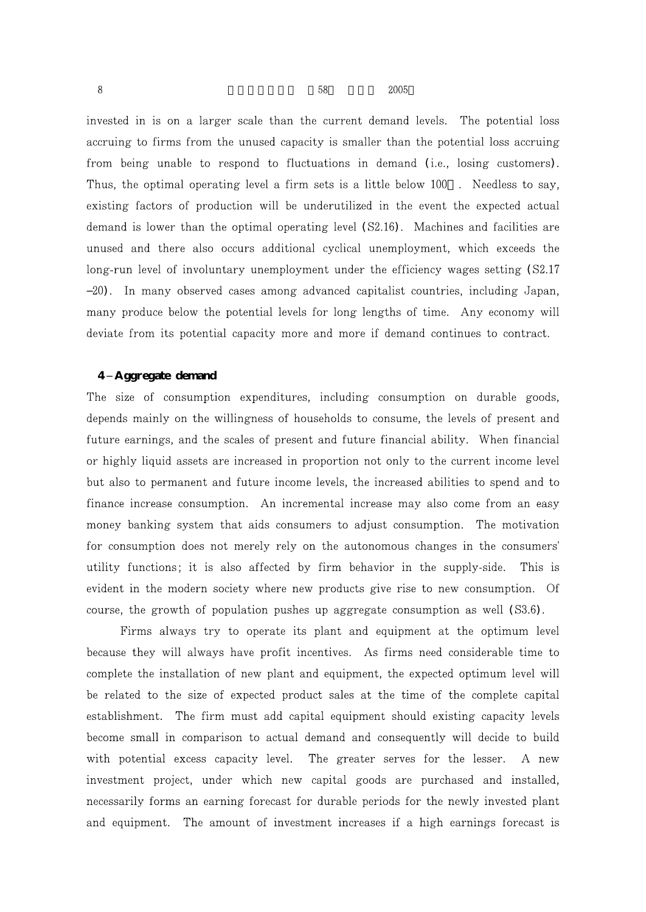invested in is on a larger scale than the current demand levels. The potential loss accruing to firms from the unused capacity is smaller than the potential loss accruing from being unable to respond to fluctuations in demand (i.e., losing customers). Thus, the optimal operating level a firm sets is a little below 100%. Needless to say, existing factors of production will be underutilized in the event the expected actual demand is lower than the optimal operating level (S2.16). Machines and facilities are unused and there also occurs additional cyclical unemployment, which exceeds the long-run level of involuntary unemployment under the efficiency wages setting (S2.17–20). In many observed cases among advanced capitalist countries, including Japan, many produce below the potential levels for long lengths of time. Any economy will deviate from its potential capacity more and more if demand continues to contract.

### 4–Aggregate demand

The size of consumption expenditures, including consumption on durable goods, depends mainly on the willingness of households to consume, the levels of present and future earnings, and the scales of present and future financial ability. When financial or highly liquid assets are increased in proportion not only to the current income level but also to permanent and future income levels, the increased abilities to spend and to finance increase consumption. An incremental increase may also come from an easy money banking system that aids consumers to adjust consumption. The motivation for consumption does not merely rely on the autonomous changes in the consumers' utility functions; it is also affected by firm behavior in the supply-side. This is evident in the modern society where new products give rise to new consumption. Of course, the growth of population pushes up aggregate consumption as well (S3.6).

Firms always try to operate its plant and equipment at the optimum level because they will always have profit incentives. As firms need considerable time to complete the installation of new plant and equipment, the expected optimum level will be related to the size of expected product sales at the time of the complete capital establishment. The firm must add capital equipment should existing capacity levels become small in comparison to actual demand and consequently will decide to build with potential excess capacity level. The greater serves for the lesser. A new investment project, under which new capital goods are purchased and installed, necessarily forms an earning forecast for durable periods for the newly invested plant and equipment. The amount of investment increases if a high earnings forecast is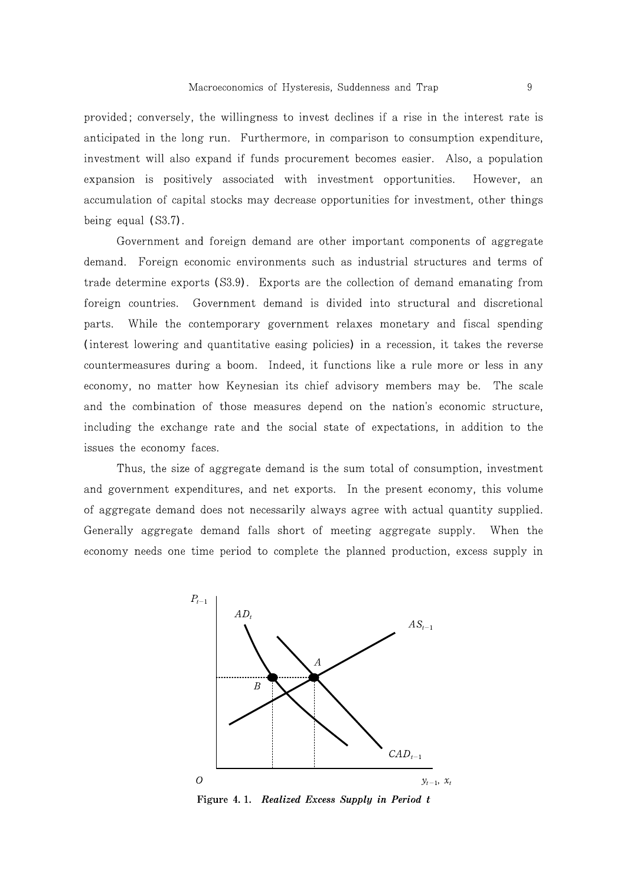provided; conversely, the willingness to invest declines if a rise in the interest rate is anticipated in the long run. Furthermore, in comparison to consumption expenditure, investment will also expand if funds procurement becomes easier. Also, a population expansion is positively associated with investment opportunities. However, an accumulation of capital stocks may decrease opportunities for investment, other things being equal (S3.7).

Government and foreign demand are other important components of aggregate demand. Foreign economic environments such as industrial structures and terms of trade determine exports (S3.9). Exports are the collection of demand emanating from foreign countries. Government demand is divided into structural and discretional parts. While the contemporary government relaxes monetary and fiscal spending (interest lowering and quantitative easing policies) in a recession, it takes the reverse countermeasures during a boom. Indeed, it functions like a rule more or less in any economy, no matter how Keynesian its chief advisory members may be. The scale and the combination of those measures depend on the nation's economic structure, including the exchange rate and the social state of expectations, in addition to the issues the economy faces.

Thus, the size of aggregate demand is the sum total of consumption, investment and government expenditures, and net exports. In the present economy, this volume of aggregate demand does not necessarily always agree with actual quantity supplied. Generally aggregate demand falls short of meeting aggregate supply. When the economy needs one time period to complete the planned production, excess supply in

**Figure 4. 1.** ***Realized Excess Supply in Period t***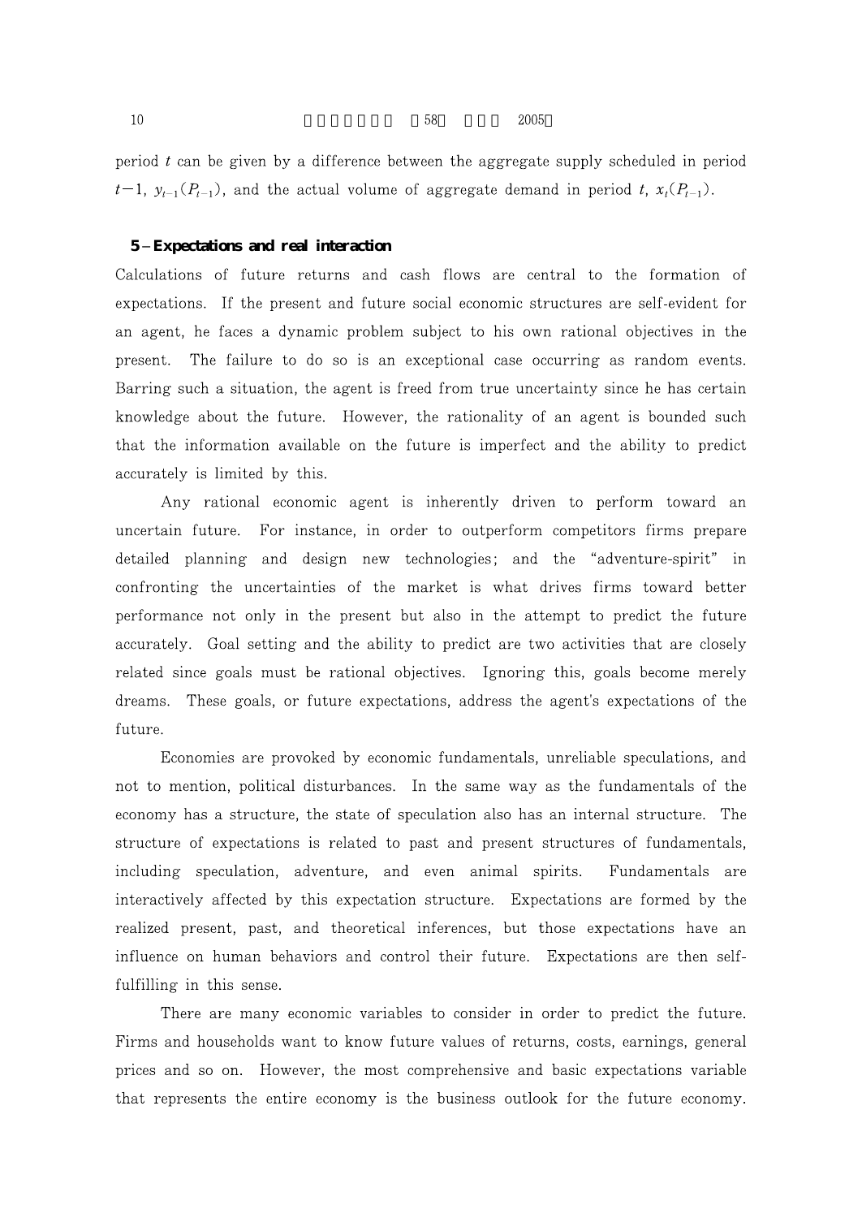period $t$ can be given by a difference between the aggregate supply scheduled in period $t-1$, $y_{t-1}(P_{t-1})$, and the actual volume of aggregate demand in period $t$, $x_t(P_{t-1})$.

### 5 – Expectations and real interaction

Calculations of future returns and cash flows are central to the formation of expectations. If the present and future social economic structures are self-evident for an agent, he faces a dynamic problem subject to his own rational objectives in the present. The failure to do so is an exceptional case occurring as random events. Barring such a situation, the agent is freed from true uncertainty since he has certain knowledge about the future. However, the rationality of an agent is bounded such that the information available on the future is imperfect and the ability to predict accurately is limited by this.

Any rational economic agent is inherently driven to perform toward an uncertain future. For instance, in order to outperform competitors firms prepare detailed planning and design new technologies; and the "adventure-spirit" in confronting the uncertainties of the market is what drives firms toward better performance not only in the present but also in the attempt to predict the future accurately. Goal setting and the ability to predict are two activities that are closely related since goals must be rational objectives. Ignoring this, goals become merely dreams. These goals, or future expectations, address the agent's expectations of the future.

Economies are provoked by economic fundamentals, unreliable speculations, and not to mention, political disturbances. In the same way as the fundamentals of the economy has a structure, the state of speculation also has an internal structure. The structure of expectations is related to past and present structures of fundamentals, including speculation, adventure, and even animal spirits. Fundamentals are interactively affected by this expectation structure. Expectations are formed by the realized present, past, and theoretical inferences, but those expectations have an influence on human behaviors and control their future. Expectations are then self-fulfilling in this sense.

There are many economic variables to consider in order to predict the future. Firms and households want to know future values of returns, costs, earnings, general prices and so on. However, the most comprehensive and basic expectations variable that represents the entire economy is the business outlook for the future economy.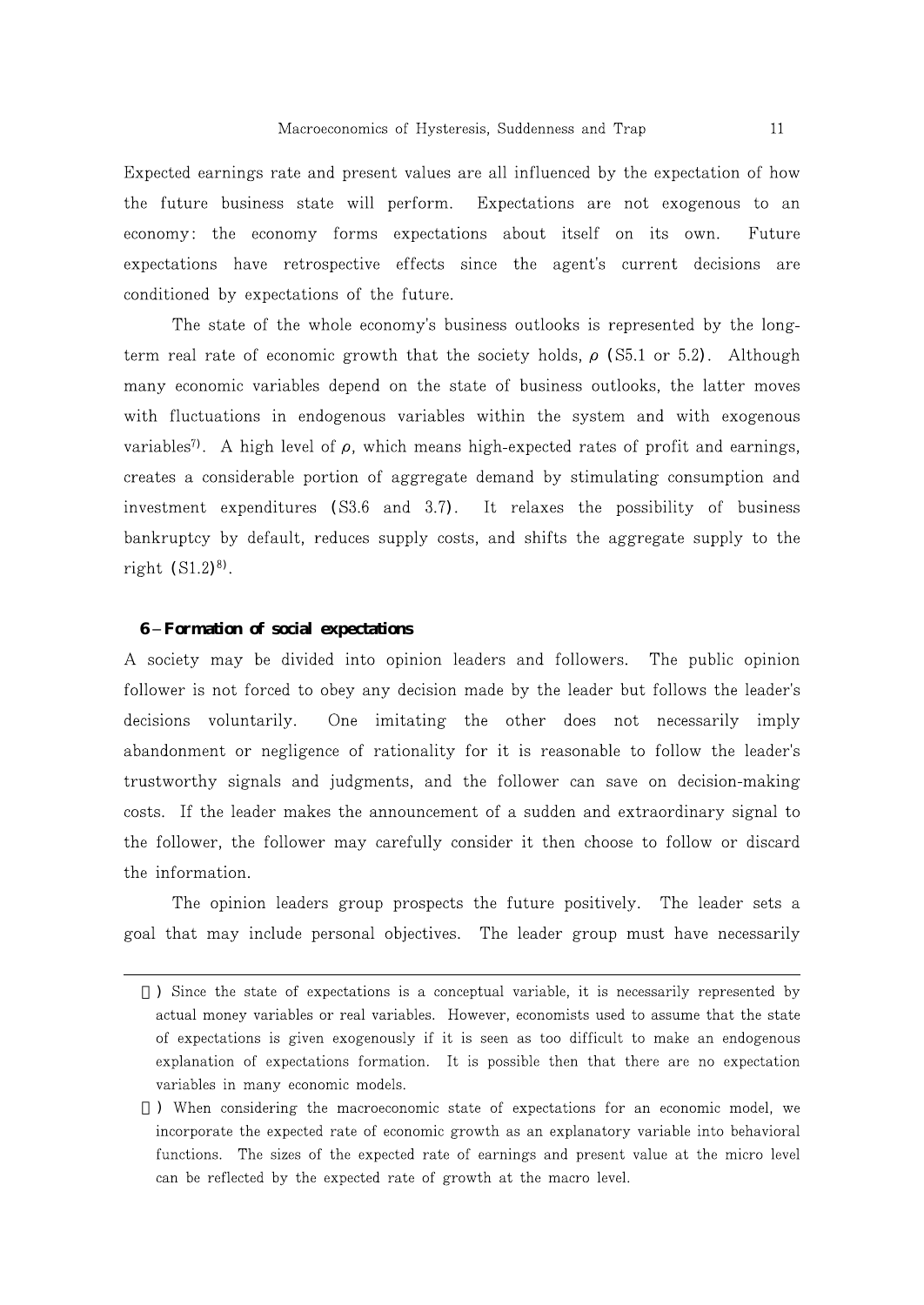Expected earnings rate and present values are all influenced by the expectation of how the future business state will perform. Expectations are not exogenous to an economy: the economy forms expectations about itself on its own. Future expectations have retrospective effects since the agent's current decisions are conditioned by expectations of the future.

The state of the whole economy's business outlooks is represented by the long-term real rate of economic growth that the society holds, $\rho$ (S5.1 or 5.2). Although many economic variables depend on the state of business outlooks, the latter moves with fluctuations in endogenous variables within the system and with exogenous variables[7]. A high level of $\rho$, which means high-expected rates of profit and earnings, creates a considerable portion of aggregate demand by stimulating consumption and investment expenditures (S3.6 and 3.7). It relaxes the possibility of business bankruptcy by default, reduces supply costs, and shifts the aggregate supply to the right (S1.2)[8].

### 6－Formation of social expectations

A society may be divided into opinion leaders and followers. The public opinion follower is not forced to obey any decision made by the leader but follows the leader's decisions voluntarily. One imitating the other does not necessarily imply abandonment or negligence of rationality for it is reasonable to follow the leader's trustworthy signals and judgments, and the follower can save on decision-making costs. If the leader makes the announcement of a sudden and extraordinary signal to the follower, the follower may carefully consider it then choose to follow or discard the information.

The opinion leaders group prospects the future positively. The leader sets a goal that may include personal objectives. The leader group must have necessarily

---

[7]) Since the state of expectations is a conceptual variable, it is necessarily represented by actual money variables or real variables. However, economists used to assume that the state of expectations is given exogenously if it is seen as too difficult to make an endogenous explanation of expectations formation. It is possible then that there are no expectation variables in many economic models.

[8]) When considering the macroeconomic state of expectations for an economic model, we incorporate the expected rate of economic growth as an explanatory variable into behavioral functions. The sizes of the expected rate of earnings and present value at the micro level can be reflected by the expected rate of growth at the macro level.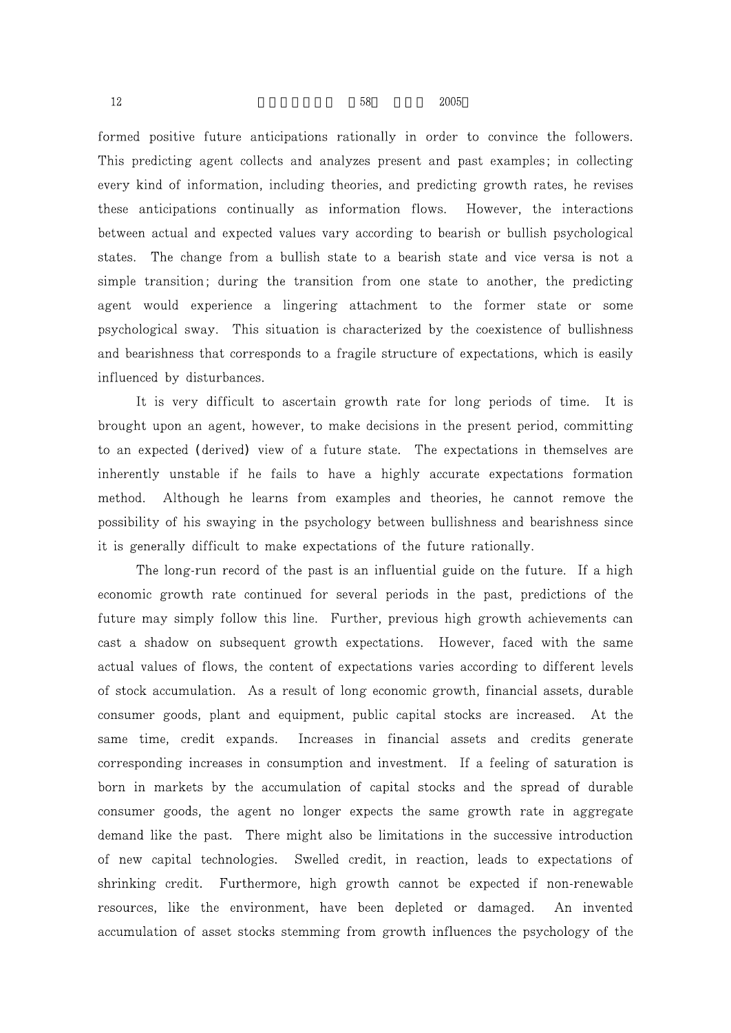formed positive future anticipations rationally in order to convince the followers. This predicting agent collects and analyzes present and past examples; in collecting every kind of information, including theories, and predicting growth rates, he revises these anticipations continually as information flows. However, the interactions between actual and expected values vary according to bearish or bullish psychological states. The change from a bullish state to a bearish state and vice versa is not a simple transition; during the transition from one state to another, the predicting agent would experience a lingering attachment to the former state or some psychological sway. This situation is characterized by the coexistence of bullishness and bearishness that corresponds to a fragile structure of expectations, which is easily influenced by disturbances.

It is very difficult to ascertain growth rate for long periods of time. It is brought upon an agent, however, to make decisions in the present period, committing to an expected (derived) view of a future state. The expectations in themselves are inherently unstable if he fails to have a highly accurate expectations formation method. Although he learns from examples and theories, he cannot remove the possibility of his swaying in the psychology between bullishness and bearishness since it is generally difficult to make expectations of the future rationally.

The long-run record of the past is an influential guide on the future. If a high economic growth rate continued for several periods in the past, predictions of the future may simply follow this line. Further, previous high growth achievements can cast a shadow on subsequent growth expectations. However, faced with the same actual values of flows, the content of expectations varies according to different levels of stock accumulation. As a result of long economic growth, financial assets, durable consumer goods, plant and equipment, public capital stocks are increased. At the same time, credit expands. Increases in financial assets and credits generate corresponding increases in consumption and investment. If a feeling of saturation is born in markets by the accumulation of capital stocks and the spread of durable consumer goods, the agent no longer expects the same growth rate in aggregate demand like the past. There might also be limitations in the successive introduction of new capital technologies. Swelled credit, in reaction, leads to expectations of shrinking credit. Furthermore, high growth cannot be expected if non-renewable resources, like the environment, have been depleted or damaged. An invented accumulation of asset stocks stemming from growth influences the psychology of the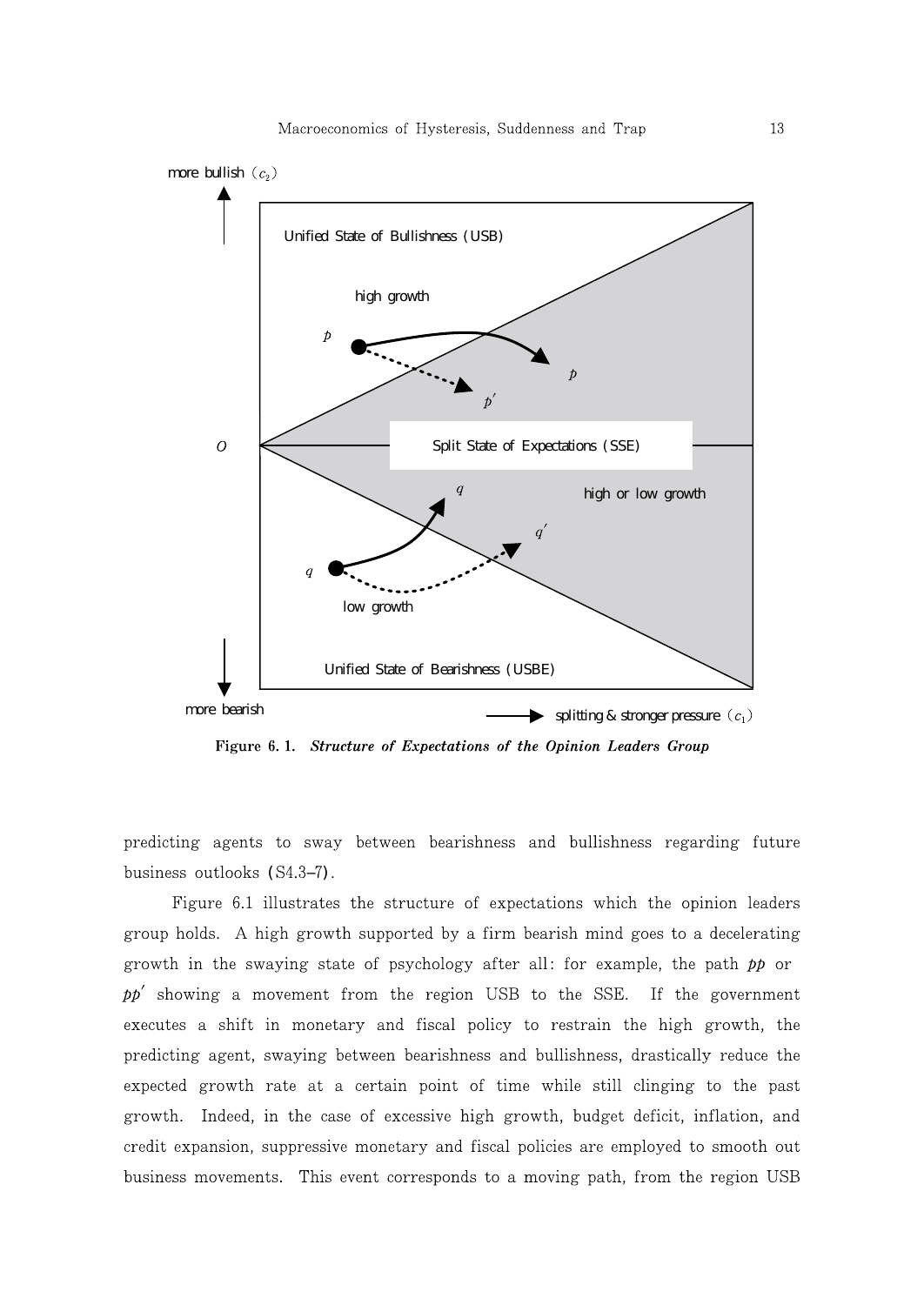Figure 6. 1. *Structure of Expectations of the Opinion Leaders Group*

predicting agents to sway between bearishness and bullishness regarding future business outlooks (S4.3–7).

Figure 6.1 illustrates the structure of expectations which the opinion leaders group holds. A high growth supported by a firm bearish mind goes to a decelerating growth in the swaying state of psychology after all: for example, the path $pp$ or $pp'$ showing a movement from the region USB to the SSE. If the government executes a shift in monetary and fiscal policy to restrain the high growth, the predicting agent, swaying between bearishness and bullishness, drastically reduce the expected growth rate at a certain point of time while still clinging to the past growth. Indeed, in the case of excessive high growth, budget deficit, inflation, and credit expansion, suppressive monetary and fiscal policies are employed to smooth out business movements. This event corresponds to a moving path, from the region USB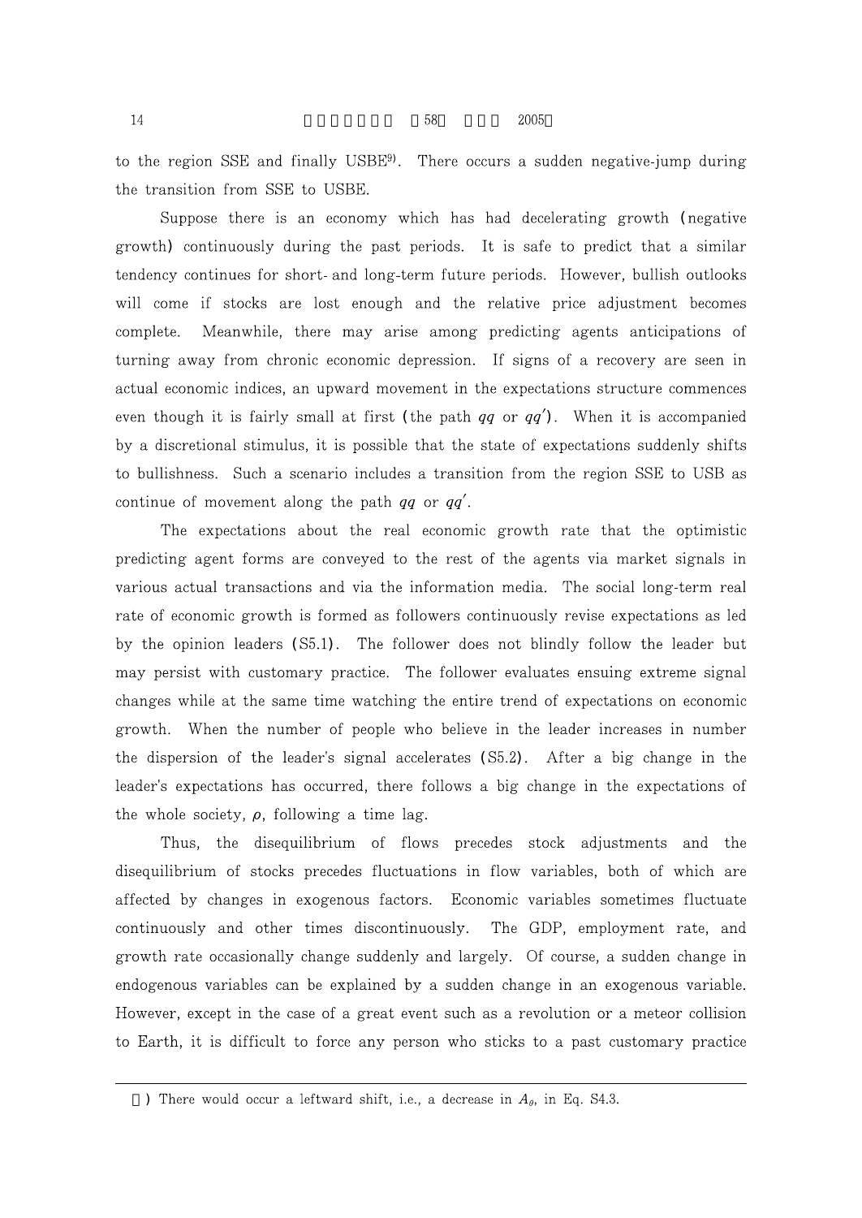to the region SSE and finally USBE[9]. There occurs a sudden negative-jump during the transition from SSE to USBE.

Suppose there is an economy which has had decelerating growth (negative growth) continuously during the past periods. It is safe to predict that a similar tendency continues for short- and long-term future periods. However, bullish outlooks will come if stocks are lost enough and the relative price adjustment becomes complete. Meanwhile, there may arise among predicting agents anticipations of turning away from chronic economic depression. If signs of a recovery are seen in actual economic indices, an upward movement in the expectations structure commences even though it is fairly small at first (the path $qq$ or $qq'$). When it is accompanied by a discretional stimulus, it is possible that the state of expectations suddenly shifts to bullishness. Such a scenario includes a transition from the region SSE to USB as continue of movement along the path $qq$ or $qq'$.

The expectations about the real economic growth rate that the optimistic predicting agent forms are conveyed to the rest of the agents via market signals in various actual transactions and via the information media. The social long-term real rate of economic growth is formed as followers continuously revise expectations as led by the opinion leaders (S5.1). The follower does not blindly follow the leader but may persist with customary practice. The follower evaluates ensuing extreme signal changes while at the same time watching the entire trend of expectations on economic growth. When the number of people who believe in the leader increases in number the dispersion of the leader's signal accelerates (S5.2). After a big change in the leader's expectations has occurred, there follows a big change in the expectations of the whole society, $\rho$, following a time lag.

Thus, the disequilibrium of flows precedes stock adjustments and the disequilibrium of stocks precedes fluctuations in flow variables, both of which are affected by changes in exogenous factors. Economic variables sometimes fluctuate continuously and other times discontinuously. The GDP, employment rate, and growth rate occasionally change suddenly and largely. Of course, a sudden change in endogenous variables can be explained by a sudden change in an exogenous variable. However, except in the case of a great event such as a revolution or a meteor collision to Earth, it is difficult to force any person who sticks to a past customary practice

9) There would occur a leftward shift, i.e., a decrease in $A_{\theta}$, in Eq. S4.3.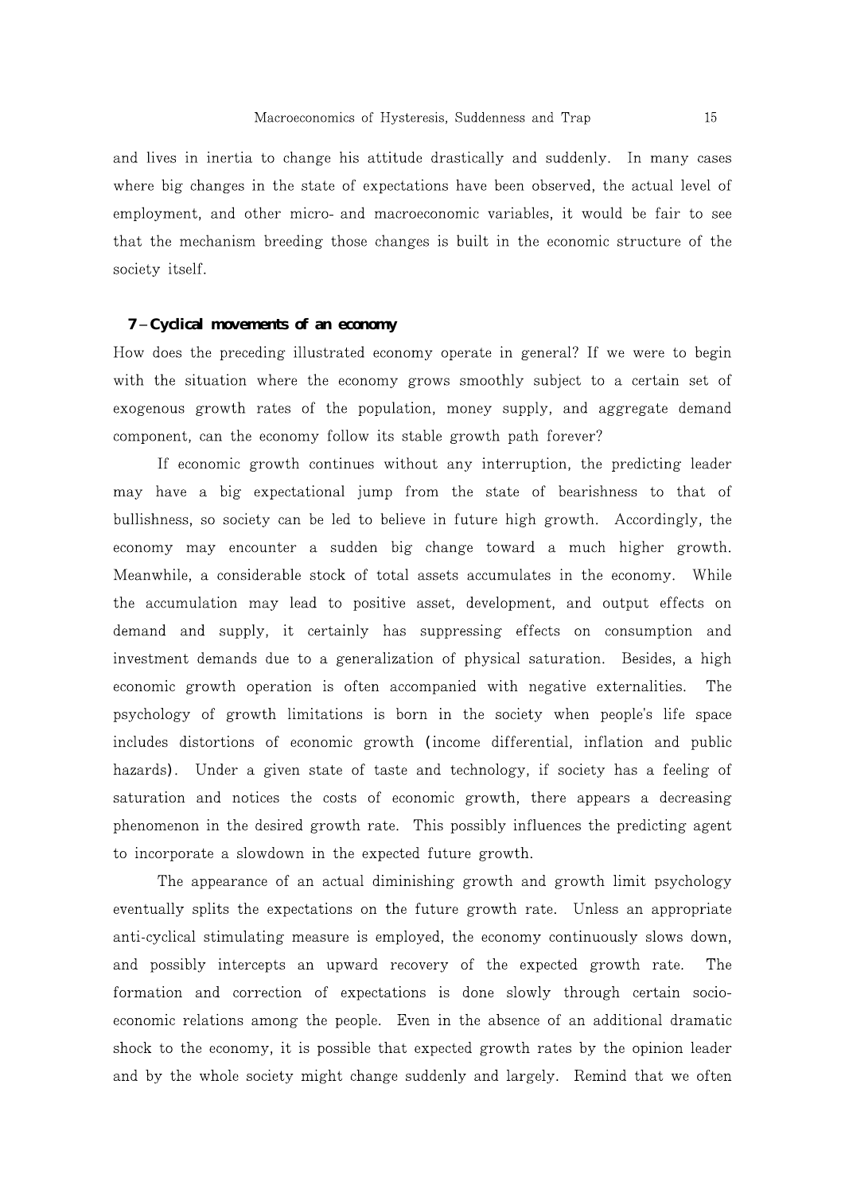and lives in inertia to change his attitude drastically and suddenly. In many cases where big changes in the state of expectations have been observed, the actual level of employment, and other micro- and macroeconomic variables, it would be fair to see that the mechanism breeding those changes is built in the economic structure of the society itself.

## 7 – Cyclical movements of an economy

How does the preceding illustrated economy operate in general? If we were to begin with the situation where the economy grows smoothly subject to a certain set of exogenous growth rates of the population, money supply, and aggregate demand component, can the economy follow its stable growth path forever?

If economic growth continues without any interruption, the predicting leader may have a big expectational jump from the state of bearishness to that of bullishness, so society can be led to believe in future high growth. Accordingly, the economy may encounter a sudden big change toward a much higher growth. Meanwhile, a considerable stock of total assets accumulates in the economy. While the accumulation may lead to positive asset, development, and output effects on demand and supply, it certainly has suppressing effects on consumption and investment demands due to a generalization of physical saturation. Besides, a high economic growth operation is often accompanied with negative externalities. The psychology of growth limitations is born in the society when people's life space includes distortions of economic growth (income differential, inflation and public hazards). Under a given state of taste and technology, if society has a feeling of saturation and notices the costs of economic growth, there appears a decreasing phenomenon in the desired growth rate. This possibly influences the predicting agent to incorporate a slowdown in the expected future growth.

The appearance of an actual diminishing growth and growth limit psychology eventually splits the expectations on the future growth rate. Unless an appropriate anti-cyclical stimulating measure is employed, the economy continuously slows down, and possibly intercepts an upward recovery of the expected growth rate. The formation and correction of expectations is done slowly through certain socio-economic relations among the people. Even in the absence of an additional dramatic shock to the economy, it is possible that expected growth rates by the opinion leader and by the whole society might change suddenly and largely. Remind that we often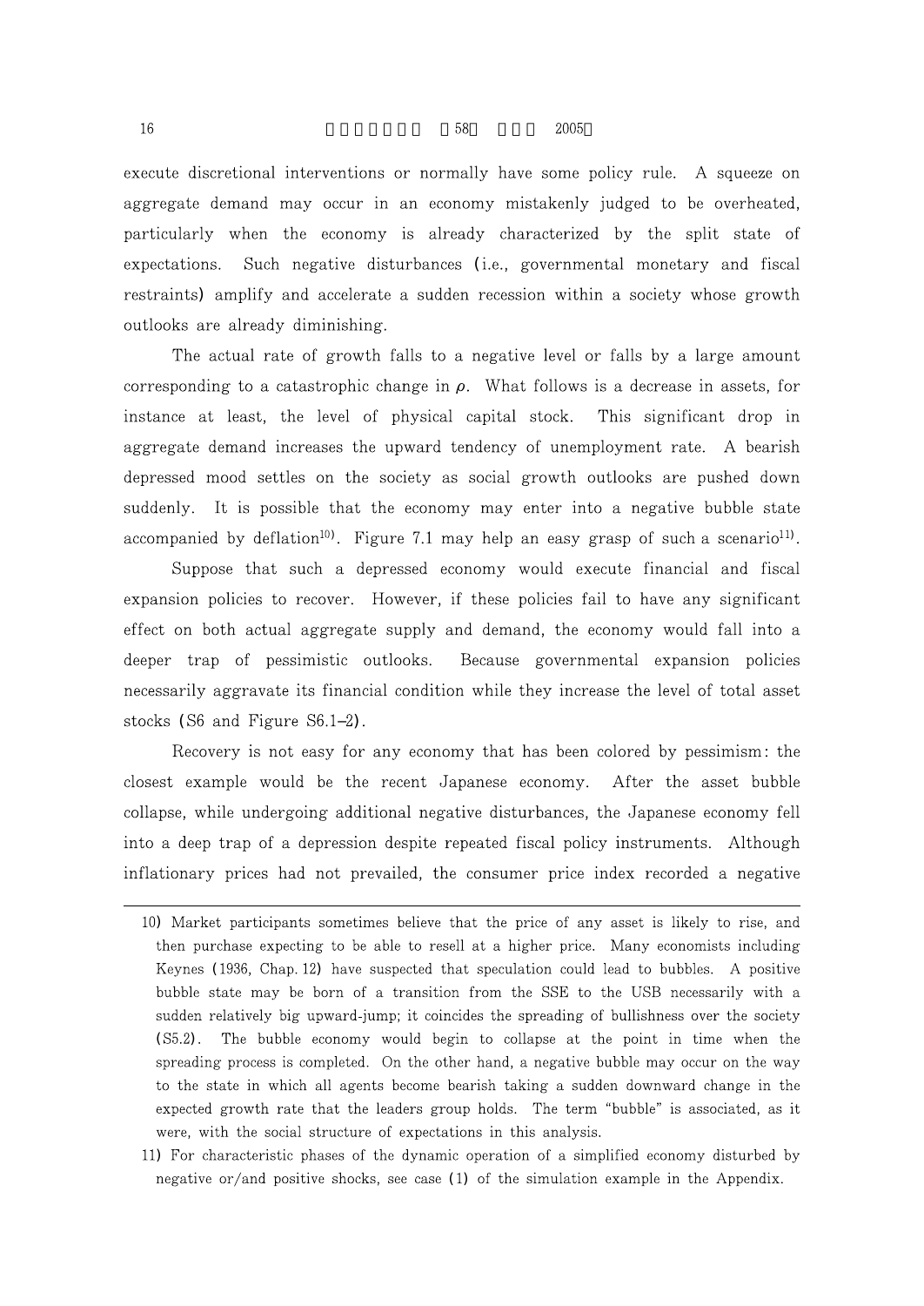execute discretional interventions or normally have some policy rule. A squeeze on aggregate demand may occur in an economy mistakenly judged to be overheated, particularly when the economy is already characterized by the split state of expectations. Such negative disturbances (i.e., governmental monetary and fiscal restraints) amplify and accelerate a sudden recession within a society whose growth outlooks are already diminishing.

The actual rate of growth falls to a negative level or falls by a large amount corresponding to a catastrophic change in $\rho$. What follows is a decrease in assets, for instance at least, the level of physical capital stock. This significant drop in aggregate demand increases the upward tendency of unemployment rate. A bearish depressed mood settles on the society as social growth outlooks are pushed down suddenly. It is possible that the economy may enter into a negative bubble state accompanied by deflation[10]. Figure 7.1 may help an easy grasp of such a scenario[11].

Suppose that such a depressed economy would execute financial and fiscal expansion policies to recover. However, if these policies fail to have any significant effect on both actual aggregate supply and demand, the economy would fall into a deeper trap of pessimistic outlooks. Because governmental expansion policies necessarily aggravate its financial condition while they increase the level of total asset stocks (S6 and Figure S6.1–2).

Recovery is not easy for any economy that has been colored by pessimism: the closest example would be the recent Japanese economy. After the asset bubble collapse, while undergoing additional negative disturbances, the Japanese economy fell into a deep trap of a depression despite repeated fiscal policy instruments. Although inflationary prices had not prevailed, the consumer price index recorded a negative

---

10) Market participants sometimes believe that the price of any asset is likely to rise, and then purchase expecting to be able to resell at a higher price. Many economists including Keynes (1936, Chap. 12) have suspected that speculation could lead to bubbles. A positive bubble state may be born of a transition from the SSE to the USB necessarily with a sudden relatively big upward-jump; it coincides the spreading of bullishness over the society (S5.2). The bubble economy would begin to collapse at the point in time when the spreading process is completed. On the other hand, a negative bubble may occur on the way to the state in which all agents become bearish taking a sudden downward change in the expected growth rate that the leaders group holds. The term "bubble" is associated, as it were, with the social structure of expectations in this analysis.

11) For characteristic phases of the dynamic operation of a simplified economy disturbed by negative or/and positive shocks, see case (1) of the simulation example in the Appendix.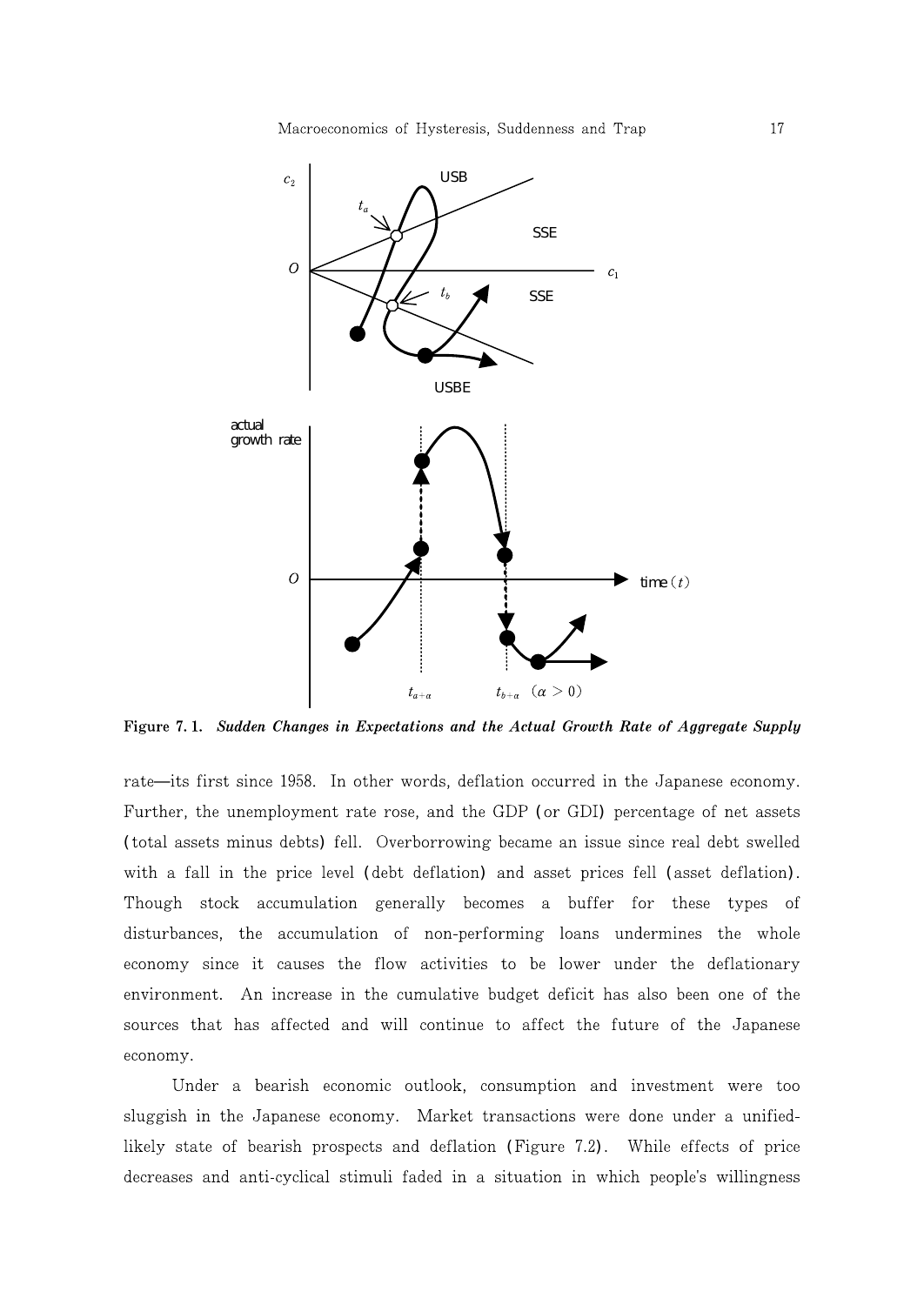**Figure 7. 1.** ***Sudden Changes in Expectations and the Actual Growth Rate of Aggregate Supply***

rate—its first since 1958. In other words, deflation occurred in the Japanese economy. Further, the unemployment rate rose, and the GDP (or GDI) percentage of net assets (total assets minus debts) fell. Overborrowing became an issue since real debt swelled with a fall in the price level (debt deflation) and asset prices fell (asset deflation). Though stock accumulation generally becomes a buffer for these types of disturbances, the accumulation of non-performing loans undermines the whole economy since it causes the flow activities to be lower under the deflationary environment. An increase in the cumulative budget deficit has also been one of the sources that has affected and will continue to affect the future of the Japanese economy.

Under a bearish economic outlook, consumption and investment were too sluggish in the Japanese economy. Market transactions were done under a unified-likely state of bearish prospects and deflation (Figure 7.2). While effects of price decreases and anti-cyclical stimuli faded in a situation in which people's willingness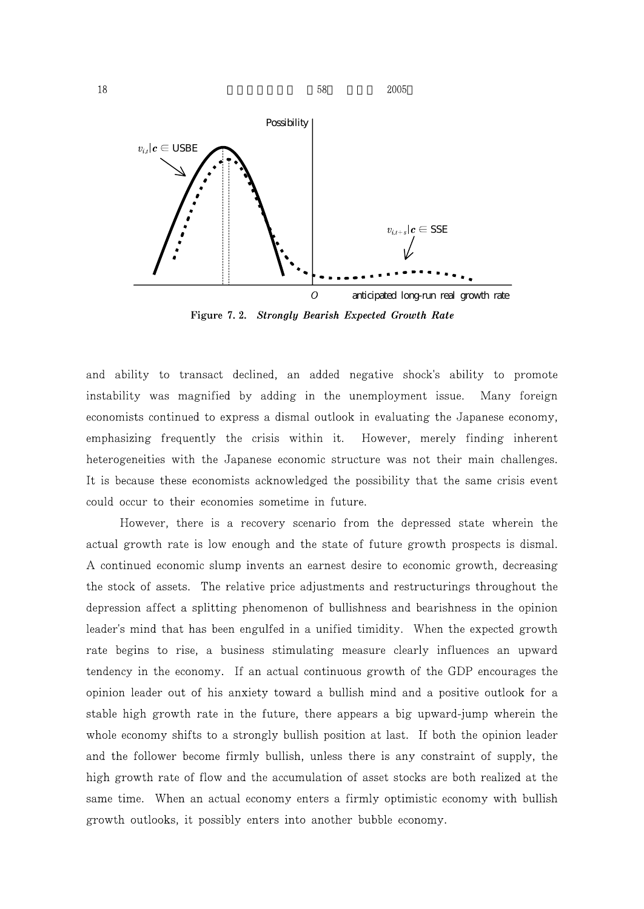Figure 7. 2. *Strongly Bearish Expected Growth Rate*

and ability to transact declined, an added negative shock's ability to promote instability was magnified by adding in the unemployment issue. Many foreign economists continued to express a dismal outlook in evaluating the Japanese economy, emphasizing frequently the crisis within it. However, merely finding inherent heterogeneities with the Japanese economic structure was not their main challenges. It is because these economists acknowledged the possibility that the same crisis event could occur to their economies sometime in future.

However, there is a recovery scenario from the depressed state wherein the actual growth rate is low enough and the state of future growth prospects is dismal. A continued economic slump invents an earnest desire to economic growth, decreasing the stock of assets. The relative price adjustments and restructurings throughout the depression affect a splitting phenomenon of bullishness and bearishness in the opinion leader's mind that has been engulfed in a unified timidity. When the expected growth rate begins to rise, a business stimulating measure clearly influences an upward tendency in the economy. If an actual continuous growth of the GDP encourages the opinion leader out of his anxiety toward a bullish mind and a positive outlook for a stable high growth rate in the future, there appears a big upward-jump wherein the whole economy shifts to a strongly bullish position at last. If both the opinion leader and the follower become firmly bullish, unless there is any constraint of supply, the high growth rate of flow and the accumulation of asset stocks are both realized at the same time. When an actual economy enters a firmly optimistic economy with bullish growth outlooks, it possibly enters into another bubble economy.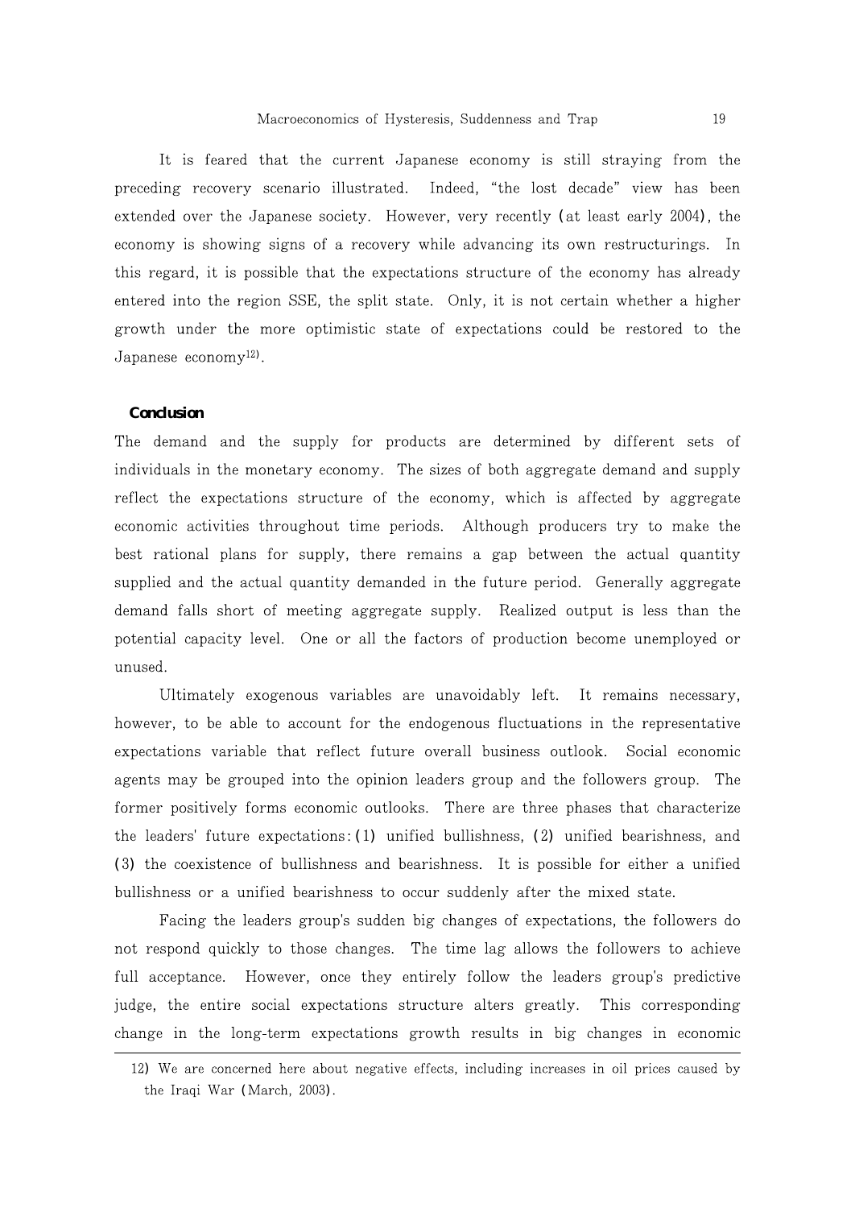It is feared that the current Japanese economy is still straying from the preceding recovery scenario illustrated. Indeed, "the lost decade" view has been extended over the Japanese society. However, very recently (at least early 2004), the economy is showing signs of a recovery while advancing its own restructurings. In this regard, it is possible that the expectations structure of the economy has already entered into the region SSE, the split state. Only, it is not certain whether a higher growth under the more optimistic state of expectations could be restored to the Japanese economy[12].

## Conclusion

The demand and the supply for products are determined by different sets of individuals in the monetary economy. The sizes of both aggregate demand and supply reflect the expectations structure of the economy, which is affected by aggregate economic activities throughout time periods. Although producers try to make the best rational plans for supply, there remains a gap between the actual quantity supplied and the actual quantity demanded in the future period. Generally aggregate demand falls short of meeting aggregate supply. Realized output is less than the potential capacity level. One or all the factors of production become unemployed or unused.

Ultimately exogenous variables are unavoidably left. It remains necessary, however, to be able to account for the endogenous fluctuations in the representative expectations variable that reflect future overall business outlook. Social economic agents may be grouped into the opinion leaders group and the followers group. The former positively forms economic outlooks. There are three phases that characterize the leaders' future expectations: (1) unified bullishness, (2) unified bearishness, and (3) the coexistence of bullishness and bearishness. It is possible for either a unified bullishness or a unified bearishness to occur suddenly after the mixed state.

Facing the leaders group's sudden big changes of expectations, the followers do not respond quickly to those changes. The time lag allows the followers to achieve full acceptance. However, once they entirely follow the leaders group's predictive judge, the entire social expectations structure alters greatly. This corresponding change in the long-term expectations growth results in big changes in economic

12) We are concerned here about negative effects, including increases in oil prices caused by the Iraqi War (March, 2003).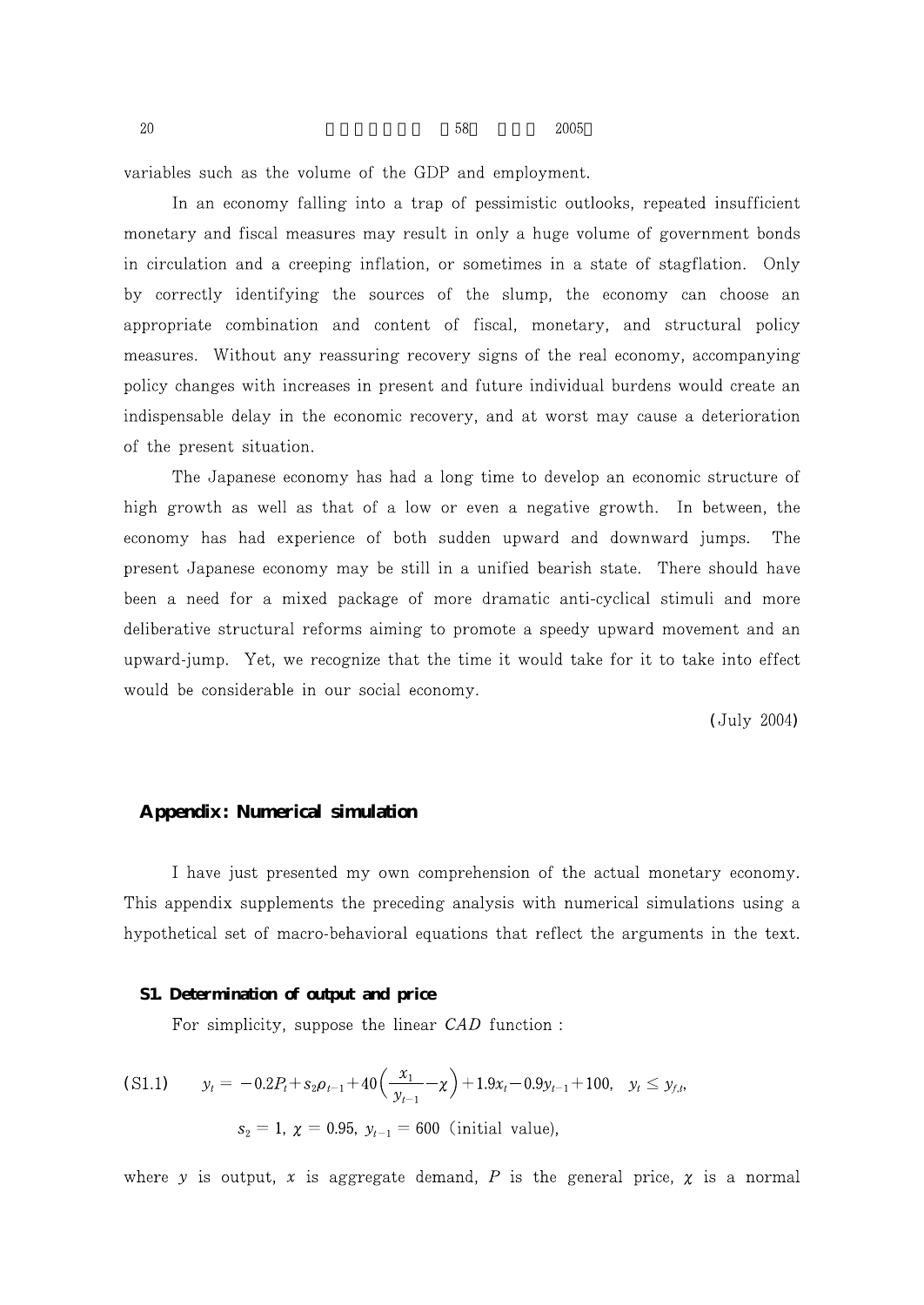variables such as the volume of the GDP and employment.

In an economy falling into a trap of pessimistic outlooks, repeated insufficient monetary and fiscal measures may result in only a huge volume of government bonds in circulation and a creeping inflation, or sometimes in a state of stagflation. Only by correctly identifying the sources of the slump, the economy can choose an appropriate combination and content of fiscal, monetary, and structural policy measures. Without any reassuring recovery signs of the real economy, accompanying policy changes with increases in present and future individual burdens would create an indispensable delay in the economic recovery, and at worst may cause a deterioration of the present situation.

The Japanese economy has had a long time to develop an economic structure of high growth as well as that of a low or even a negative growth. In between, the economy has had experience of both sudden upward and downward jumps. The present Japanese economy may be still in a unified bearish state. There should have been a need for a mixed package of more dramatic anti-cyclical stimuli and more deliberative structural reforms aiming to promote a speedy upward movement and an upward-jump. Yet, we recognize that the time it would take for it to take into effect would be considerable in our social economy.

(July 2004)

## Appendix: Numerical simulation

I have just presented my own comprehension of the actual monetary economy. This appendix supplements the preceding analysis with numerical simulations using a hypothetical set of macro-behavioral equations that reflect the arguments in the text.

### S1. Determination of output and price

For simplicity, suppose the linear *CAD* function :

$$\text{(S1.1)} \qquad y_t = -0.2P_t + s_2\rho_{t-1} + 40\left(\frac{x_1}{y_{t-1}} - \chi\right) + 1.9x_t - 0.9y_{t-1} + 100, \quad y_t \leq y_{f,t},$$

$$s_2 = 1,\ \chi = 0.95,\ y_{t-1} = 600 \ \text{(initial value)},$$

where $y$ is output, $x$ is aggregate demand, $P$ is the general price, $\chi$ is a normal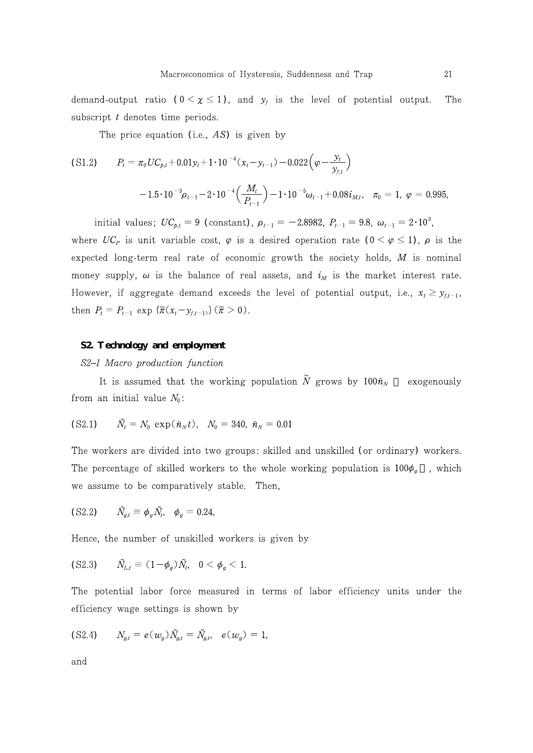demand-output ratio ( $0 < \chi \leq 1$ ), and $y_f$ is the level of potential output. The subscript $t$ denotes time periods.

The price equation (i.e., $AS$) is given by

$$\text{(S1.2)} \quad P_t = \pi_0 UC_{p,t} + 0.01 y_t + 1 \cdot 10^{-4}(x_t - y_{t-1}) - 0.022\left(\varphi - \frac{y_t}{y_{f,t}}\right)$$

$$-1.5 \cdot 10^{-3} \rho_{t-1} - 2 \cdot 10^{-4}\left(\frac{M_t}{P_{t-1}}\right) - 1 \cdot 10^{-5} \omega_{t-1} + 0.08 i_{M,t}, \quad \pi_0 = 1,\ \varphi = 0.995,$$

initial values; $UC_{p,t} = 9$ (constant), $\rho_{t-1} = -2.8982$, $P_{t-1} = 9.8$, $\omega_{t-1} = 2 \cdot 10^3$, where $UC_P$ is unit variable cost, $\varphi$ is a desired operation rate ( $0 < \varphi \leq 1$ ), $\rho$ is the expected long-term real rate of economic growth the society holds, $M$ is nominal money supply, $\omega$ is the balance of real assets, and $i_M$ is the market interest rate. However, if aggregate demand exceeds the level of potential output, i.e., $x_t \geq y_{f,t-1}$, then $P_t = P_{t-1} \exp\{\bar{\pi}(x_t - y_{f,t-1})\}$ ( $\bar{\pi} > 0$ ).

**S2. Technology and employment**

*S2-1 Macro production function*

It is assumed that the working population $\tilde{N}$ grows by $100\tilde{n}_N$ % exogenously from an initial value $N_0$:

$$\text{(S2.1)} \quad \tilde{N}_t = N_0 \exp(\tilde{n}_N t), \quad N_0 = 340,\ \tilde{n}_N = 0.01$$

The workers are divided into two groups: skilled and unskilled (or ordinary) workers. The percentage of skilled workers to the whole working population is $100\phi_g$ %, which we assume to be comparatively stable. Then,

$$\text{(S2.2)} \quad \tilde{N}_{g,t} \equiv \phi_g \tilde{N}_t, \quad \phi_g = 0.24,$$

Hence, the number of unskilled workers is given by

$$\text{(S2.3)} \quad \tilde{N}_{L,t} \equiv (1 - \phi_g)\tilde{N}_t, \quad 0 < \phi_g < 1.$$

The potential labor force measured in terms of labor efficiency units under the efficiency wage settings is shown by

$$\text{(S2.4)} \quad N_{g,t} = e(w_g)\tilde{N}_{g,t} = \tilde{N}_{g,t}, \quad e(w_g) = 1,$$

and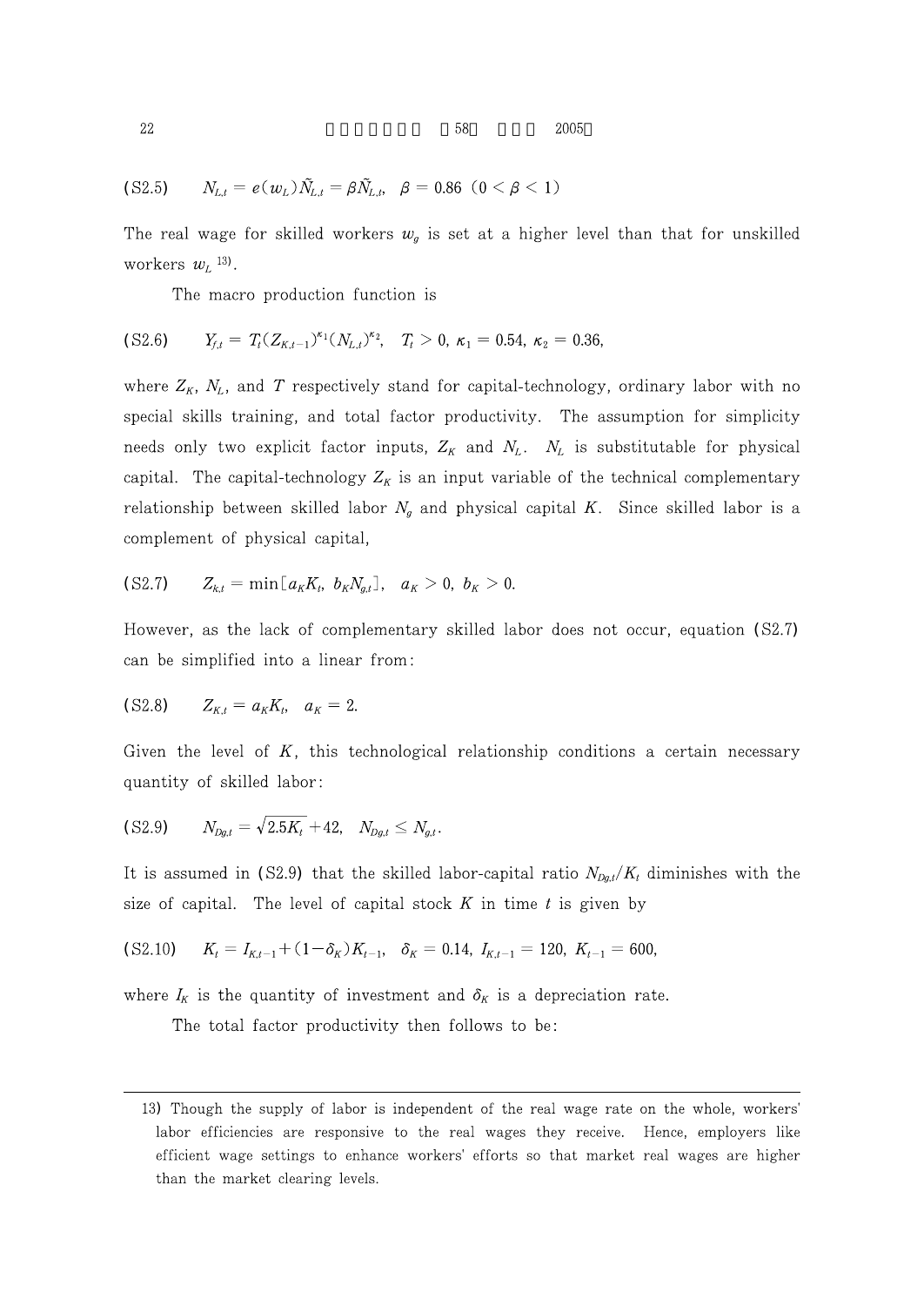(S2.5) $N_{L,t} = e(w_L)\tilde{N}_{L,t} = \beta\tilde{N}_{L,t}, \quad \beta = 0.86 \ (0 < \beta < 1)$

The real wage for skilled workers $w_g$ is set at a higher level than that for unskilled workers $w_L$ [13].

The macro production function is

(S2.6) $Y_{f,t} = T_t(Z_{K,t-1})^{\kappa_1}(N_{L,t})^{\kappa_2}, \quad T_t > 0, \ \kappa_1 = 0.54, \ \kappa_2 = 0.36,$

where $Z_K$, $N_L$, and $T$ respectively stand for capital-technology, ordinary labor with no special skills training, and total factor productivity. The assumption for simplicity needs only two explicit factor inputs, $Z_K$ and $N_L$. $N_L$ is substitutable for physical capital. The capital-technology $Z_K$ is an input variable of the technical complementary relationship between skilled labor $N_g$ and physical capital $K$. Since skilled labor is a complement of physical capital,

(S2.7) $Z_{k,t} = \min[a_K K_t, \ b_K N_{g,t}], \quad a_K > 0, \ b_K > 0.$

However, as the lack of complementary skilled labor does not occur, equation (S2.7) can be simplified into a linear from:

(S2.8) $Z_{K,t} = a_K K_t, \quad a_K = 2.$

Given the level of $K$, this technological relationship conditions a certain necessary quantity of skilled labor:

(S2.9) $N_{Dg,t} = \sqrt{2.5K_t} + 42, \quad N_{Dg,t} \leq N_{g,t}.$

It is assumed in (S2.9) that the skilled labor-capital ratio $N_{Dg,t}/K_t$ diminishes with the size of capital. The level of capital stock $K$ in time $t$ is given by

(S2.10) $K_t = I_{K,t-1} + (1-\delta_K)K_{t-1}, \quad \delta_K = 0.14, \ I_{K,t-1} = 120, \ K_{t-1} = 600,$

where $I_K$ is the quantity of investment and $\delta_K$ is a depreciation rate.

The total factor productivity then follows to be:

---

13) Though the supply of labor is independent of the real wage rate on the whole, workers' labor efficiencies are responsive to the real wages they receive. Hence, employers like efficient wage settings to enhance workers' efforts so that market real wages are higher than the market clearing levels.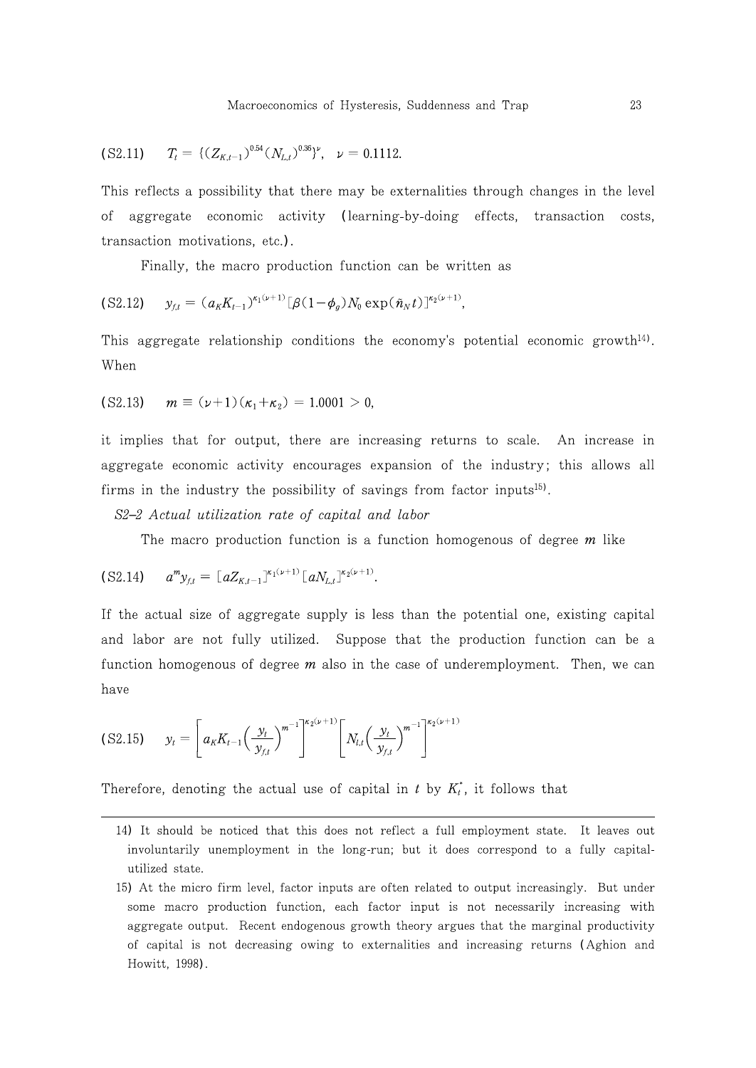$$\text{(S2.11)} \quad T_t = \{(Z_{K,t-1})^{0.54}(N_{L,t})^{0.36}\}^{\nu}, \quad \nu = 0.1112.$$

This reflects a possibility that there may be externalities through changes in the level of aggregate economic activity (learning-by-doing effects, transaction costs, transaction motivations, etc.).

Finally, the macro production function can be written as

$$\text{(S2.12)} \quad y_{f,t} = (a_K K_{t-1})^{\kappa_1(\nu+1)}[\beta(1-\phi_g)N_0 \exp(\tilde{n}_N t)]^{\kappa_2(\nu+1)},$$

This aggregate relationship conditions the economy's potential economic growth[14]. When

$$\text{(S2.13)} \quad m \equiv (\nu+1)(\kappa_1+\kappa_2) = 1.0001 > 0,$$

it implies that for output, there are increasing returns to scale. An increase in aggregate economic activity encourages expansion of the industry; this allows all firms in the industry the possibility of savings from factor inputs[15].

*S2–2 Actual utilization rate of capital and labor*

The macro production function is a function homogenous of degree $m$ like

$$\text{(S2.14)} \quad a^m y_{f,t} = [aZ_{K,t-1}]^{\kappa_1(\nu+1)}[aN_{L,t}]^{\kappa_2(\nu+1)}.$$

If the actual size of aggregate supply is less than the potential one, existing capital and labor are not fully utilized. Suppose that the production function can be a function homogenous of degree $m$ also in the case of underemployment. Then, we can have

$$\text{(S2.15)} \quad y_t = \left[a_K K_{t-1}\left(\frac{y_t}{y_{f,t}}\right)^{m^{-1}}\right]^{\kappa_2(\nu+1)}\left[N_{l,t}\left(\frac{y_t}{y_{f,t}}\right)^{m^{-1}}\right]^{\kappa_2(\nu+1)}$$

Therefore, denoting the actual use of capital in $t$ by $K_t^*$, it follows that

---

14) It should be noticed that this does not reflect a full employment state. It leaves out involuntarily unemployment in the long-run; but it does correspond to a fully capital-utilized state.

15) At the micro firm level, factor inputs are often related to output increasingly. But under some macro production function, each factor input is not necessarily increasing with aggregate output. Recent endogenous growth theory argues that the marginal productivity of capital is not decreasing owing to externalities and increasing returns (Aghion and Howitt, 1998).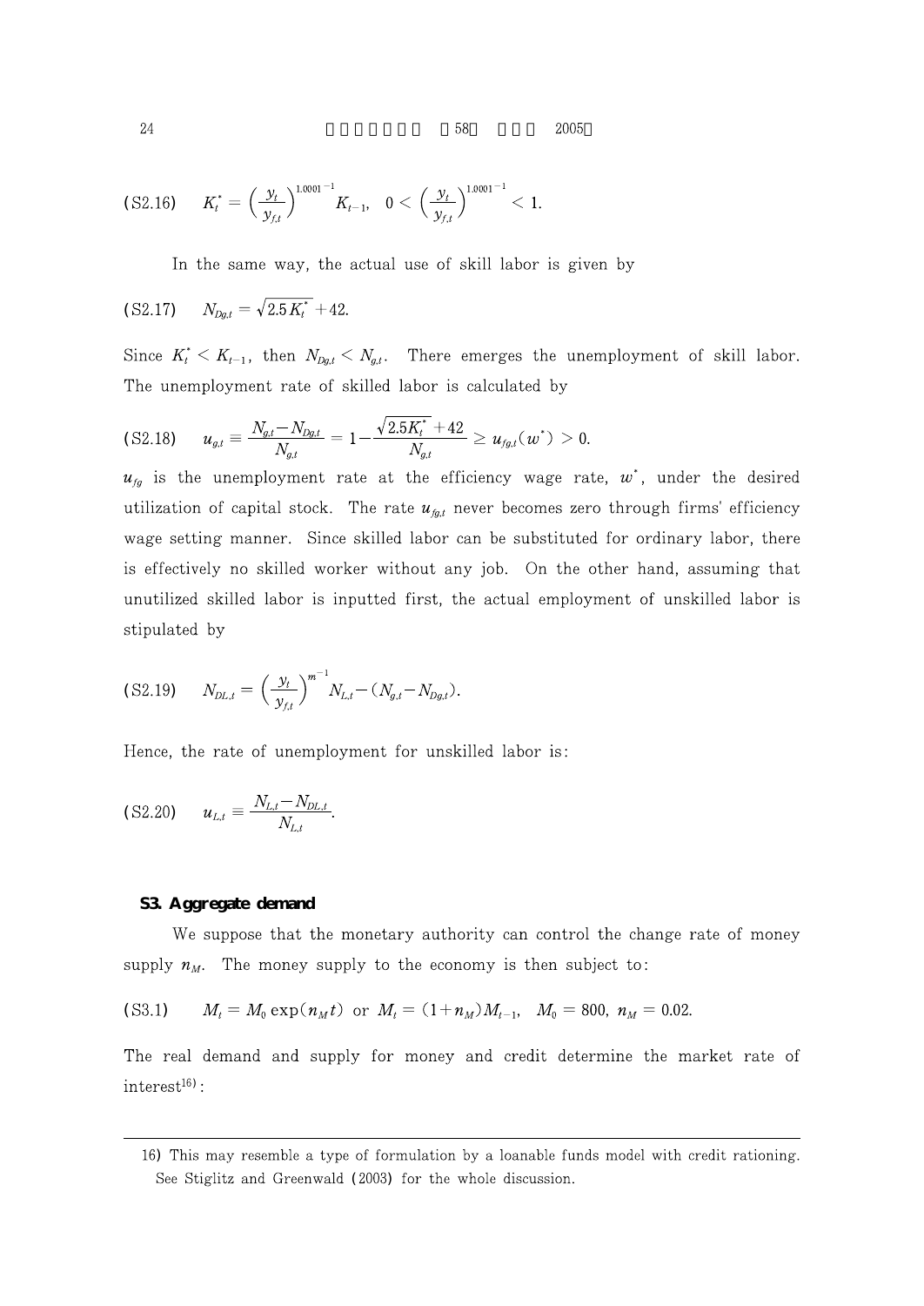$$\text{(S2.16)} \quad K_t^* = \left(\frac{y_t}{y_{f,t}}\right)^{1.0001^{-1}} K_{t-1}, \quad 0 < \left(\frac{y_t}{y_{f,t}}\right)^{1.0001^{-1}} < 1.$$

In the same way, the actual use of skill labor is given by

$$\text{(S2.17)} \quad N_{Dg,t} = \sqrt{2.5 K_t^*} + 42.$$

Since $K_t^* < K_{t-1}$, then $N_{Dg,t} < N_{g,t}$. There emerges the unemployment of skill labor. The unemployment rate of skilled labor is calculated by

$$\text{(S2.18)} \quad u_{g,t} \equiv \frac{N_{g,t} - N_{Dg,t}}{N_{g,t}} = 1 - \frac{\sqrt{2.5K_t^*} + 42}{N_{g,t}} \geq u_{fg,t}(w^*) > 0.$$

$u_{fg}$ is the unemployment rate at the efficiency wage rate, $w^*$, under the desired utilization of capital stock. The rate $u_{fg,t}$ never becomes zero through firms' efficiency wage setting manner. Since skilled labor can be substituted for ordinary labor, there is effectively no skilled worker without any job. On the other hand, assuming that unutilized skilled labor is inputted first, the actual employment of unskilled labor is stipulated by

$$\text{(S2.19)} \quad N_{DL,t} = \left(\frac{y_t}{y_{f,t}}\right)^{m^{-1}} N_{L,t} - (N_{g,t} - N_{Dg,t}).$$

Hence, the rate of unemployment for unskilled labor is:

$$\text{(S2.20)} \quad u_{L,t} \equiv \frac{N_{L,t} - N_{DL,t}}{N_{L,t}}.$$

### S3. Aggregate demand

We suppose that the monetary authority can control the change rate of money supply $n_M$. The money supply to the economy is then subject to:

$$\text{(S3.1)} \quad M_t = M_0 \exp(n_M t) \text{ or } M_t = (1 + n_M) M_{t-1}, \quad M_0 = 800, \; n_M = 0.02.$$

The real demand and supply for money and credit determine the market rate of interest[16]:

---

16) This may resemble a type of formulation by a loanable funds model with credit rationing. See Stiglitz and Greenwald (2003) for the whole discussion.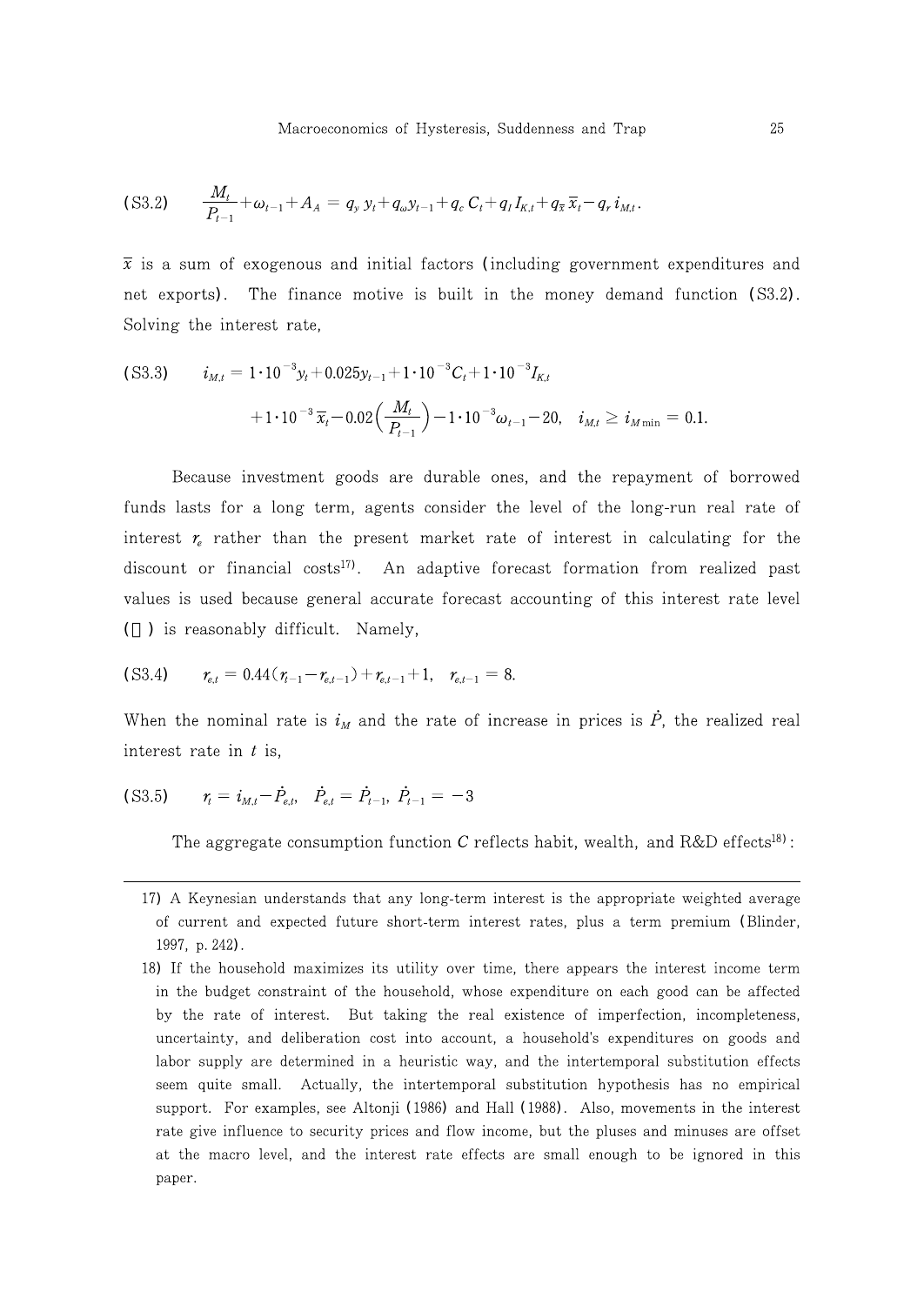$$\text{(S3.2)} \quad \frac{M_t}{P_{t-1}} + \omega_{t-1} + A_A = q_y\, y_t + q_\omega y_{t-1} + q_c\, C_t + q_I\, I_{K,t} + q_{\bar{x}}\, \bar{x}_t - q_r\, i_{M,t}.$$

$\bar{x}$ is a sum of exogenous and initial factors (including government expenditures and net exports). The finance motive is built in the money demand function (S3.2). Solving the interest rate,

$$\text{(S3.3)} \quad i_{M,t} = 1 \cdot 10^{-3} y_t + 0.025 y_{t-1} + 1 \cdot 10^{-3} C_t + 1 \cdot 10^{-3} I_{K,t}$$
$$+ 1 \cdot 10^{-3} \bar{x}_t - 0.02 \left( \frac{M_t}{P_{t-1}} \right) - 1 \cdot 10^{-3} \omega_{t-1} - 20, \quad i_{M,t} \geq i_{M\min} = 0.1.$$

Because investment goods are durable ones, and the repayment of borrowed funds lasts for a long term, agents consider the level of the long-run real rate of interest $r_e$ rather than the present market rate of interest in calculating for the discount or financial costs[17]. An adaptive forecast formation from realized past values is used because general accurate forecast accounting of this interest rate level (□) is reasonably difficult. Namely,

$$\text{(S3.4)} \quad r_{e,t} = 0.44(r_{t-1} - r_{e,t-1}) + r_{e,t-1} + 1, \quad r_{e,t-1} = 8.$$

When the nominal rate is $i_M$ and the rate of increase in prices is $\dot{P}$, the realized real interest rate in $t$ is,

$$\text{(S3.5)} \quad r_t = i_{M,t} - \dot{P}_{e,t}, \quad \dot{P}_{e,t} = \dot{P}_{t-1}, \ \dot{P}_{t-1} = -3$$

The aggregate consumption function $C$ reflects habit, wealth, and R&D effects[18]:

---

17) A Keynesian understands that any long-term interest is the appropriate weighted average of current and expected future short-term interest rates, plus a term premium (Blinder, 1997, p. 242).

18) If the household maximizes its utility over time, there appears the interest income term in the budget constraint of the household, whose expenditure on each good can be affected by the rate of interest. But taking the real existence of imperfection, incompleteness, uncertainty, and deliberation cost into account, a household's expenditures on goods and labor supply are determined in a heuristic way, and the intertemporal substitution effects seem quite small. Actually, the intertemporal substitution hypothesis has no empirical support. For examples, see Altonji (1986) and Hall (1988). Also, movements in the interest rate give influence to security prices and flow income, but the pluses and minuses are offset at the macro level, and the interest rate effects are small enough to be ignored in this paper.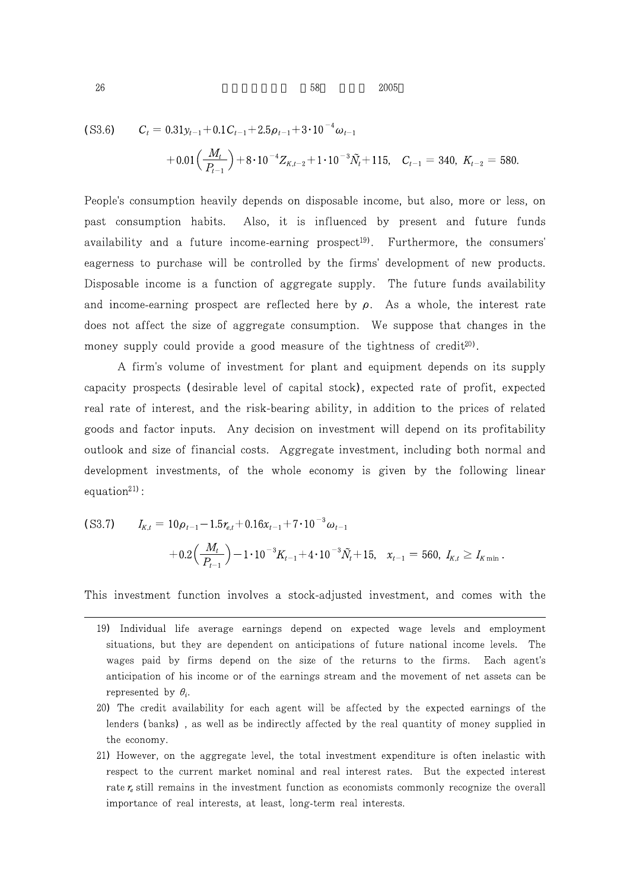$$\text{(S3.6)} \quad C_t = 0.31y_{t-1} + 0.1C_{t-1} + 2.5\rho_{t-1} + 3\cdot 10^{-4}\omega_{t-1}$$
$$+ 0.01\left(\frac{M_t}{P_{t-1}}\right) + 8\cdot 10^{-4} Z_{K,t-2} + 1\cdot 10^{-3}\tilde{N}_t + 115, \quad C_{t-1} = 340,\ K_{t-2} = 580.$$

People's consumption heavily depends on disposable income, but also, more or less, on past consumption habits. Also, it is influenced by present and future funds availability and a future income-earning prospect[19]. Furthermore, the consumers' eagerness to purchase will be controlled by the firms' development of new products. Disposable income is a function of aggregate supply. The future funds availability and income-earning prospect are reflected here by $\rho$. As a whole, the interest rate does not affect the size of aggregate consumption. We suppose that changes in the money supply could provide a good measure of the tightness of credit[20].

A firm's volume of investment for plant and equipment depends on its supply capacity prospects (desirable level of capital stock), expected rate of profit, expected real rate of interest, and the risk-bearing ability, in addition to the prices of related goods and factor inputs. Any decision on investment will depend on its profitability outlook and size of financial costs. Aggregate investment, including both normal and development investments, of the whole economy is given by the following linear equation[21]:

$$\text{(S3.7)} \quad I_{K,t} = 10\rho_{t-1} - 1.5r_{e,t} + 0.16x_{t-1} + 7\cdot 10^{-3}\omega_{t-1}$$
$$+ 0.2\left(\frac{M_t}{P_{t-1}}\right) - 1\cdot 10^{-3}K_{t-1} + 4\cdot 10^{-3}\tilde{N}_t + 15, \quad x_{t-1} = 560,\ I_{K,t} \geq I_{K\min}.$$

This investment function involves a stock-adjusted investment, and comes with the

---

19) Individual life average earnings depend on expected wage levels and employment situations, but they are dependent on anticipations of future national income levels. The wages paid by firms depend on the size of the returns to the firms. Each agent's anticipation of his income or of the earnings stream and the movement of net assets can be represented by $\theta_i$.

20) The credit availability for each agent will be affected by the expected earnings of the lenders (banks), as well as be indirectly affected by the real quantity of money supplied in the economy.

21) However, on the aggregate level, the total investment expenditure is often inelastic with respect to the current market nominal and real interest rates. But the expected interest rate $r_e$ still remains in the investment function as economists commonly recognize the overall importance of real interests, at least, long-term real interests.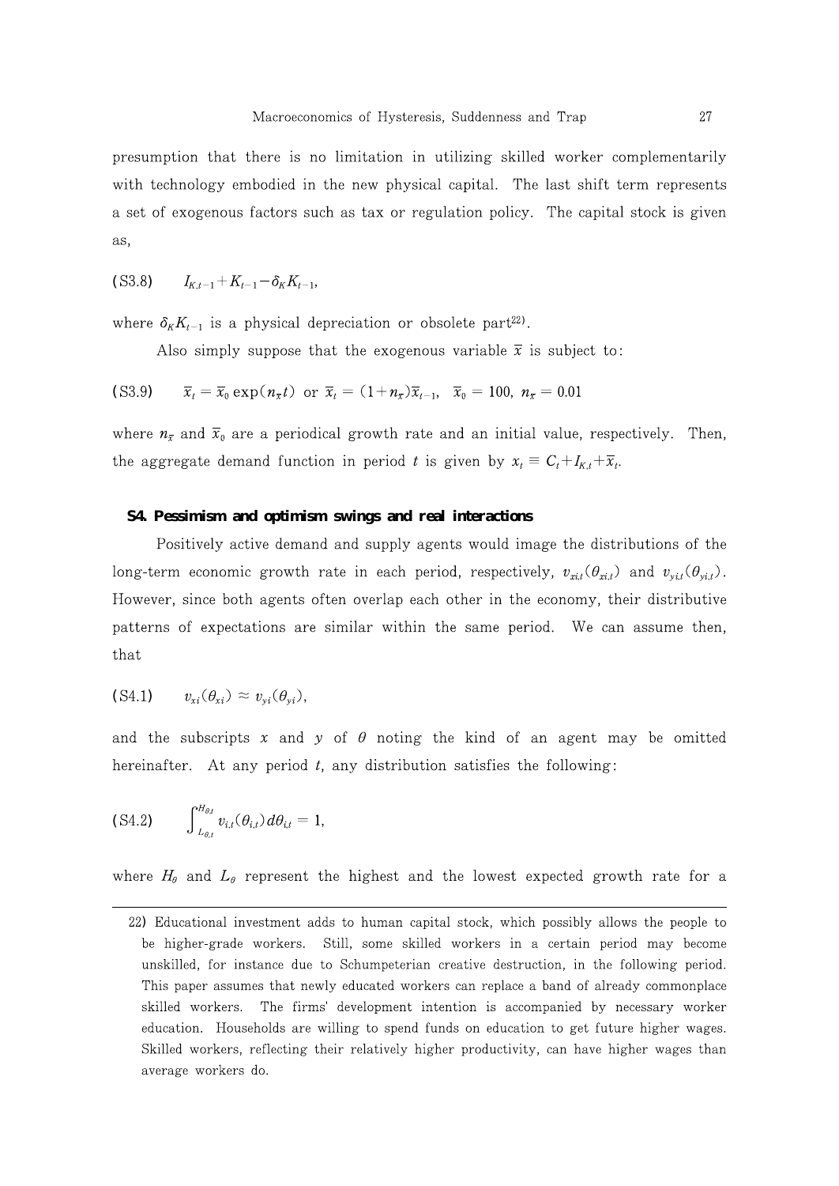presumption that there is no limitation in utilizing skilled worker complementarily with technology embodied in the new physical capital. The last shift term represents a set of exogenous factors such as tax or regulation policy. The capital stock is given as,

$$\text{(S3.8)} \qquad I_{K,t-1}+K_{t-1}-\delta_K K_{t-1},$$

where $\delta_K K_{t-1}$ is a physical depreciation or obsolete part[22].

Also simply suppose that the exogenous variable $\overline{x}$ is subject to:

$$\text{(S3.9)} \qquad \overline{x}_t = \overline{x}_0 \exp(n_{\overline{x}} t) \text{ or } \overline{x}_t = (1+n_{\overline{x}})\overline{x}_{t-1}, \quad \overline{x}_0 = 100, \ n_{\overline{x}} = 0.01$$

where $n_{\overline{x}}$ and $\overline{x}_0$ are a periodical growth rate and an initial value, respectively. Then, the aggregate demand function in period $t$ is given by $x_t \equiv C_t + I_{K,t} + \overline{x}_t$.

### S4. Pessimism and optimism swings and real interactions

Positively active demand and supply agents would image the distributions of the long-term economic growth rate in each period, respectively, $v_{xi,t}(\theta_{xi,t})$ and $v_{yi,t}(\theta_{yi,t})$. However, since both agents often overlap each other in the economy, their distributive patterns of expectations are similar within the same period. We can assume then, that

$$\text{(S4.1)} \qquad v_{xi}(\theta_{xi}) \approx v_{yi}(\theta_{yi}),$$

and the subscripts $x$ and $y$ of $\theta$ noting the kind of an agent may be omitted hereinafter. At any period $t$, any distribution satisfies the following:

$$\text{(S4.2)} \qquad \int_{L_{\theta,t}}^{H_{\theta,t}} v_{i,t}(\theta_{i,t})\, d\theta_{i,t} = 1,$$

where $H_\theta$ and $L_\theta$ represent the highest and the lowest expected growth rate for a

---

22) Educational investment adds to human capital stock, which possibly allows the people to be higher-grade workers. Still, some skilled workers in a certain period may become unskilled, for instance due to Schumpeterian creative destruction, in the following period. This paper assumes that newly educated workers can replace a band of already commonplace skilled workers. The firms' development intention is accompanied by necessary worker education. Households are willing to spend funds on education to get future higher wages. Skilled workers, reflecting their relatively higher productivity, can have higher wages than average workers do.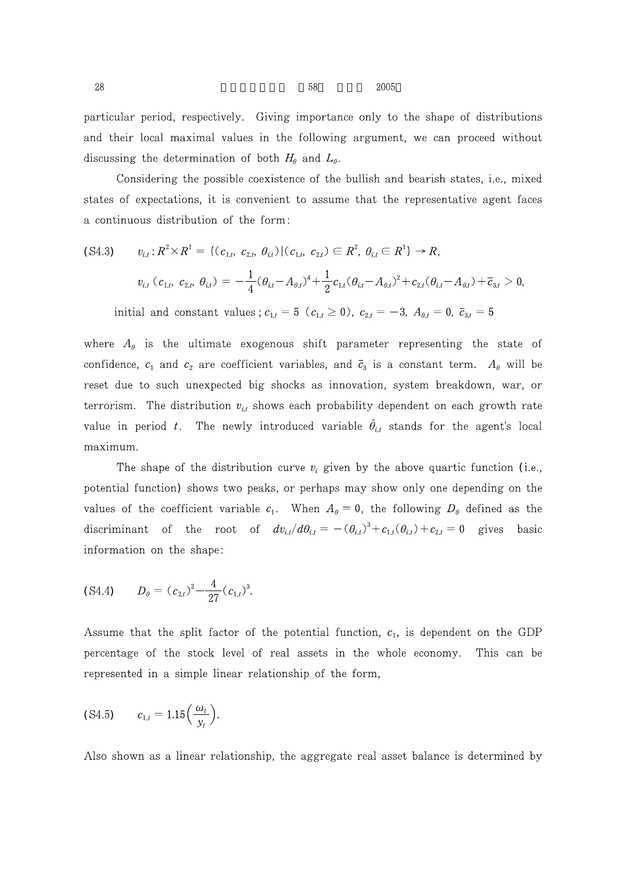particular period, respectively. Giving importance only to the shape of distributions and their local maximal values in the following argument, we can proceed without discussing the determination of both $H_\theta$ and $L_\theta$.

Considering the possible coexistence of the bullish and bearish states, i.e., mixed states of expectations, it is convenient to assume that the representative agent faces a continuous distribution of the form:

$$\text{(S4.3)} \quad v_{i,t} : R^2 \times R^1 = \{(c_{1,t},\ c_{2,t},\ \theta_{i,t}) \mid (c_{1,t},\ c_{2,t}) \in R^2,\ \theta_{i,t} \in R^1\} \rightarrow R,$$

$$v_{i,t}\ (c_{1,t},\ c_{2,t},\ \theta_{i,t}) = -\frac{1}{4}(\theta_{i,t} - A_{\theta,t})^4 + \frac{1}{2}c_{1,t}(\theta_{i,t} - A_{\theta,t})^2 + c_{2,t}(\theta_{i,t} - A_{\theta,t}) + \bar{c}_{3,t} > 0,$$

initial and constant values ; $c_{1,t} = 5\ (c_{1,t} \geq 0),\ c_{2,t} = -3,\ A_{\theta,t} = 0,\ \bar{c}_{3,t} = 5$

where $A_\theta$ is the ultimate exogenous shift parameter representing the state of confidence, $c_1$ and $c_2$ are coefficient variables, and $\bar{c}_3$ is a constant term. $A_\theta$ will be reset due to such unexpected big shocks as innovation, system breakdown, war, or terrorism. The distribution $v_{i,t}$ shows each probability dependent on each growth rate value in period $t$. The newly introduced variable $\hat{\theta}_{i,t}$ stands for the agent's local maximum.

The shape of the distribution curve $v_i$ given by the above quartic function (i.e., potential function) shows two peaks, or perhaps may show only one depending on the values of the coefficient variable $c_1$. When $A_\theta = 0$, the following $D_\theta$ defined as the discriminant of the root of $dv_{i,t}/d\theta_{i,t} = -(\theta_{i,t})^3 + c_{1,t}(\theta_{i,t}) + c_{2,t} = 0$ gives basic information on the shape:

$$\text{(S4.4)} \quad D_\theta = (c_{2,t})^2 - \frac{4}{27}(c_{1,t})^3.$$

Assume that the split factor of the potential function, $c_1$, is dependent on the GDP percentage of the stock level of real assets in the whole economy. This can be represented in a simple linear relationship of the form,

$$\text{(S4.5)} \quad c_{1,t} = 1.15\left(\frac{\omega_t}{y_t}\right).$$

Also shown as a linear relationship, the aggregate real asset balance is determined by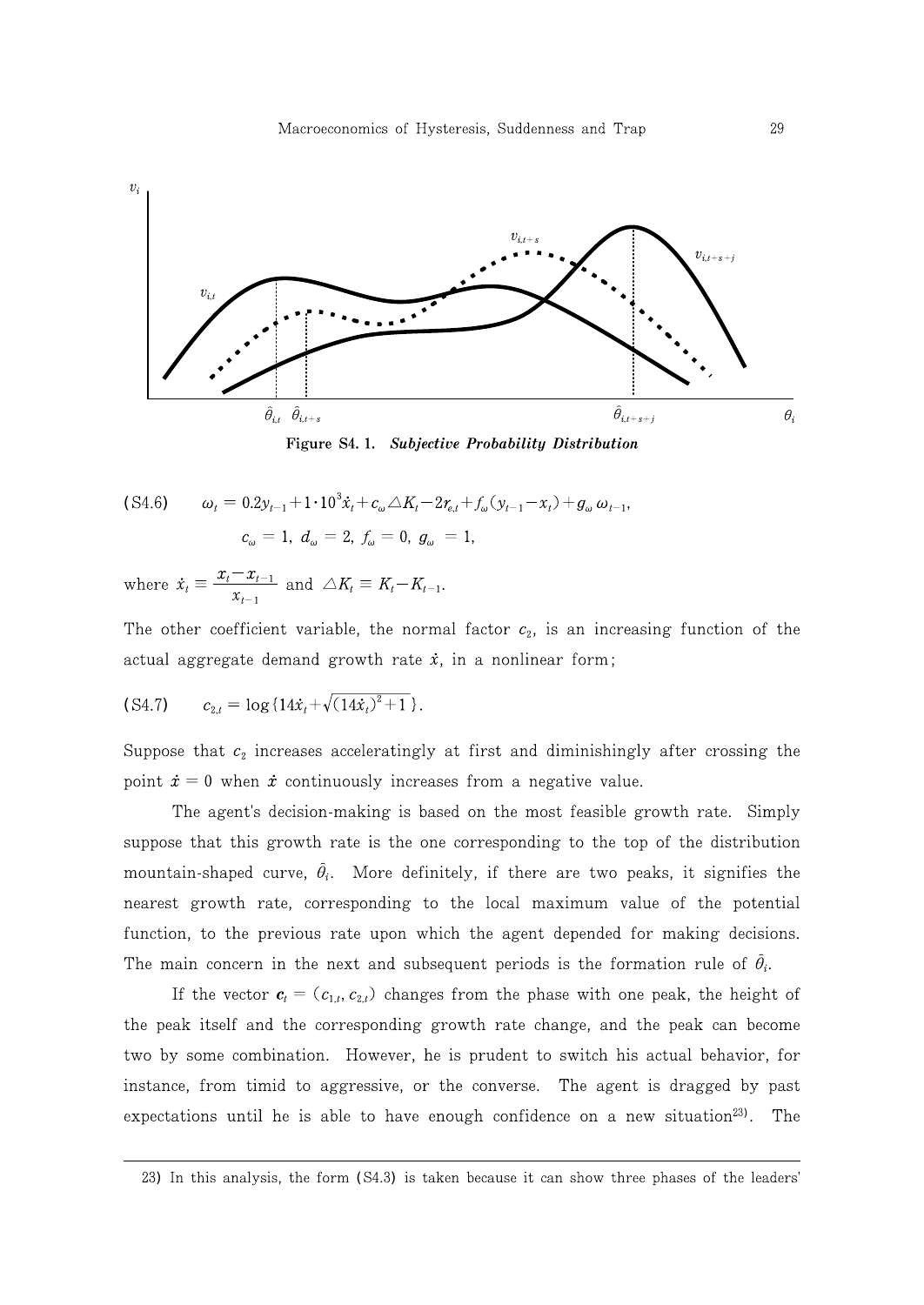Figure S4. 1. ***Subjective Probability Distribution***

$$\text{(S4.6)} \qquad \omega_t = 0.2y_{t-1} + 1 \cdot 10^3 \dot{x}_t + c_\omega \triangle K_t - 2r_{e,t} + f_\omega (y_{t-1} - x_t) + g_\omega \, \omega_{t-1},$$

$$c_\omega = 1, \ d_\omega = 2, \ f_\omega = 0, \ g_\omega = 1,$$

where $\dot{x}_t \equiv \dfrac{x_t - x_{t-1}}{x_{t-1}}$ and $\triangle K_t \equiv K_t - K_{t-1}$.

The other coefficient variable, the normal factor $c_2$, is an increasing function of the actual aggregate demand growth rate $\dot{x}$, in a nonlinear form;

$$\text{(S4.7)} \qquad c_{2,t} = \log\{14\dot{x}_t + \sqrt{(14\dot{x}_t)^2 + 1}\}.$$

Suppose that $c_2$ increases acceleratingly at first and diminishingly after crossing the point $\dot{x} = 0$ when $\dot{x}$ continuously increases from a negative value.

The agent's decision-making is based on the most feasible growth rate. Simply suppose that this growth rate is the one corresponding to the top of the distribution mountain-shaped curve, $\hat{\theta}_i$. More definitely, if there are two peaks, it signifies the nearest growth rate, corresponding to the local maximum value of the potential function, to the previous rate upon which the agent depended for making decisions. The main concern in the next and subsequent periods is the formation rule of $\hat{\theta}_i$.

If the vector $\boldsymbol{c}_t = (c_{1,t}, c_{2,t})$ changes from the phase with one peak, the height of the peak itself and the corresponding growth rate change, and the peak can become two by some combination. However, he is prudent to switch his actual behavior, for instance, from timid to aggressive, or the converse. The agent is dragged by past expectations until he is able to have enough confidence on a new situation[23]. The

23) In this analysis, the form (S4.3) is taken because it can show three phases of the leaders'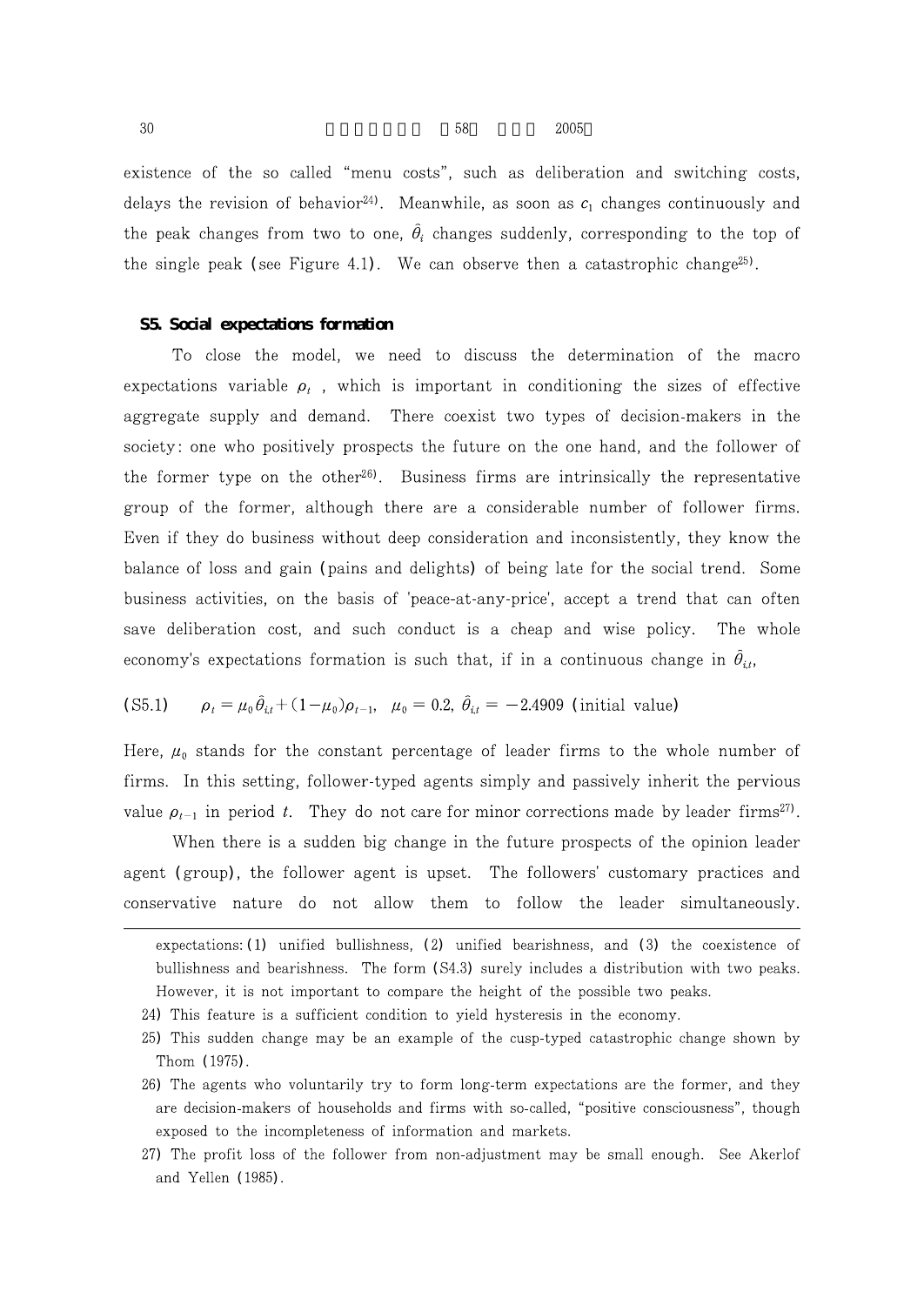existence of the so called "menu costs", such as deliberation and switching costs, delays the revision of behavior[24]. Meanwhile, as soon as $c_1$ changes continuously and the peak changes from two to one, $\hat{\theta}_i$ changes suddenly, corresponding to the top of the single peak (see Figure 4.1). We can observe then a catastrophic change[25].

### S5. Social expectations formation

To close the model, we need to discuss the determination of the macro expectations variable $\rho_t$ , which is important in conditioning the sizes of effective aggregate supply and demand. There coexist two types of decision-makers in the society: one who positively prospects the future on the one hand, and the follower of the former type on the other[26]. Business firms are intrinsically the representative group of the former, although there are a considerable number of follower firms. Even if they do business without deep consideration and inconsistently, they know the balance of loss and gain (pains and delights) of being late for the social trend. Some business activities, on the basis of 'peace-at-any-price', accept a trend that can often save deliberation cost, and such conduct is a cheap and wise policy. The whole economy's expectations formation is such that, if in a continuous change in $\hat{\theta}_{i,t}$,

(S5.1) $\rho_t = \mu_0 \hat{\theta}_{i,t} + (1-\mu_0)\rho_{t-1}, \ \ \mu_0 = 0.2, \ \hat{\theta}_{i,t} = -2.4909$ (initial value)

Here, $\mu_0$ stands for the constant percentage of leader firms to the whole number of firms. In this setting, follower-typed agents simply and passively inherit the pervious value $\rho_{t-1}$ in period $t$. They do not care for minor corrections made by leader firms[27].

When there is a sudden big change in the future prospects of the opinion leader agent (group), the follower agent is upset. The followers' customary practices and conservative nature do not allow them to follow the leader simultaneously.

---

expectations: (1) unified bullishness, (2) unified bearishness, and (3) the coexistence of bullishness and bearishness. The form (S4.3) surely includes a distribution with two peaks. However, it is not important to compare the height of the possible two peaks.

24) This feature is a sufficient condition to yield hysteresis in the economy.

25) This sudden change may be an example of the cusp-typed catastrophic change shown by Thom (1975).

26) The agents who voluntarily try to form long-term expectations are the former, and they are decision-makers of households and firms with so-called, "positive consciousness", though exposed to the incompleteness of information and markets.

27) The profit loss of the follower from non-adjustment may be small enough. See Akerlof and Yellen (1985).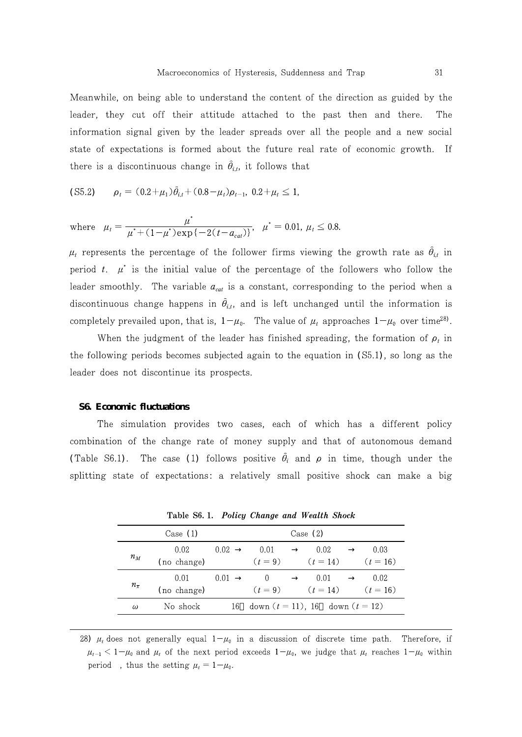Meanwhile, on being able to understand the content of the direction as guided by the leader, they cut off their attitude attached to the past then and there. The information signal given by the leader spreads over all the people and a new social state of expectations is formed about the future real rate of economic growth. If there is a discontinuous change in $\hat{\theta}_{i,t}$, it follows that

$$\text{(S5.2)} \qquad \rho_t = (0.2+\mu_1)\hat{\theta}_{i,t} + (0.8-\mu_t)\rho_{t-1},\ 0.2+\mu_t \leq 1,$$

$$\text{where} \quad \mu_t = \frac{\mu^*}{\mu^* + (1-\mu^*)\exp\{-2(t-a_{cat})\}},\quad \mu^* = 0.01,\ \mu_t \leq 0.8.$$

$\mu_t$ represents the percentage of the follower firms viewing the growth rate as $\hat{\theta}_{i,t}$ in period $t$. $\mu^*$ is the initial value of the percentage of the followers who follow the leader smoothly. The variable $a_{cat}$ is a constant, corresponding to the period when a discontinuous change happens in $\hat{\theta}_{i,t}$, and is left unchanged until the information is completely prevailed upon, that is, $1-\mu_0$. The value of $\mu_t$ approaches $1-\mu_0$ over time[28].

When the judgment of the leader has finished spreading, the formation of $\rho_t$ in the following periods becomes subjected again to the equation in (S5.1), so long as the leader does not discontinue its prospects.

### S6. Economic fluctuations

The simulation provides two cases, each of which has a different policy combination of the change rate of money supply and that of autonomous demand (Table S6.1). The case (1) follows positive $\hat{\theta}_i$ and $\rho$ in time, though under the splitting state of expectations: a relatively small positive shock can make a big

**Table S6. 1.** ***Policy Change and Wealth Shock***

| | Case (1) | Case (2) | | | | | | |
|---|---|---|---|---|---|---|---|---|
| $n_M$ | 0.02 (no change) | 0.02 | → | 0.01 ($t=9$) | → | 0.02 ($t=14$) | → | 0.03 ($t=16$) |
| $n_\pi$ | 0.01 (no change) | 0.01 | → | 0 ($t=9$) | → | 0.01 ($t=14$) | → | 0.02 ($t=16$) |
| $\omega$ | No shock | 16％ down ($t=11$), 16％ down ($t=12$) | | | | | | |

28) $\mu_t$ does not generally equal $1-\mu_0$ in a discussion of discrete time path. Therefore, if $\mu_{t-1} < 1-\mu_0$ and $\mu_t$ of the next period exceeds $1-\mu_0$, we judge that $\mu_t$ reaches $1-\mu_0$ within period , thus the setting $\mu_t = 1-\mu_0$.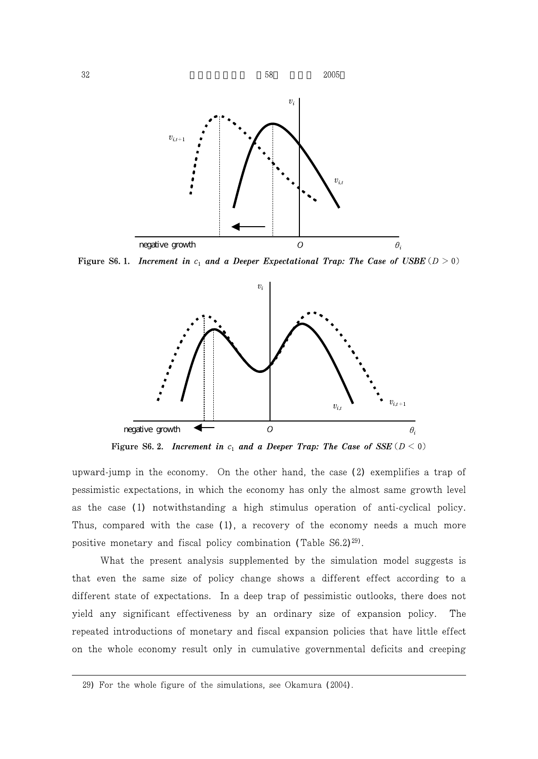Figure S6. 1. ***Increment in*** $c_1$ ***and a Deeper Expectational Trap: The Case of USBE*** $(D > 0)$

Figure S6. 2. ***Increment in*** $c_1$ ***and a Deeper Trap: The Case of SSE*** $(D < 0)$

upward-jump in the economy. On the other hand, the case (2) exemplifies a trap of pessimistic expectations, in which the economy has only the almost same growth level as the case (1) notwithstanding a high stimulus operation of anti-cyclical policy. Thus, compared with the case (1), a recovery of the economy needs a much more positive monetary and fiscal policy combination (Table S6.2)[29].

What the present analysis supplemented by the simulation model suggests is that even the same size of policy change shows a different effect according to a different state of expectations. In a deep trap of pessimistic outlooks, there does not yield any significant effectiveness by an ordinary size of expansion policy. The repeated introductions of monetary and fiscal expansion policies that have little effect on the whole economy result only in cumulative governmental deficits and creeping

---

29) For the whole figure of the simulations, see Okamura (2004).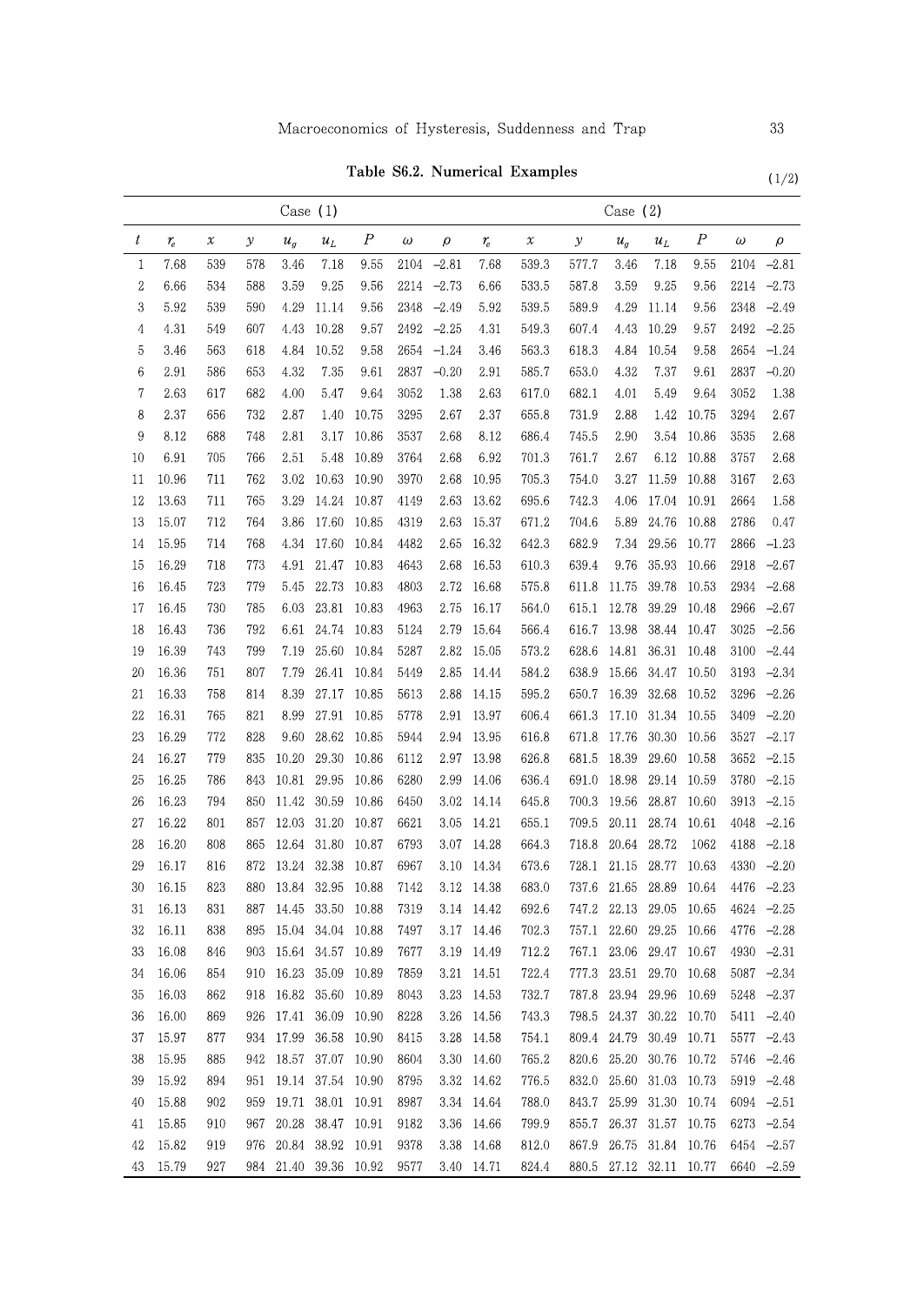**Table S6.2. Numerical Examples** (1/2)

| | Case (1) | | | | | | | | Case (2) | | | | | | | |
|---|---|---|---|---|---|---|---|---|---|---|---|---|---|---|---|---|
| $t$ | $r_e$ | $x$ | $y$ | $u_g$ | $u_L$ | $P$ | $\omega$ | $\rho$ | $r_e$ | $x$ | $y$ | $u_g$ | $u_L$ | $P$ | $\omega$ | $\rho$ |
| 1 | 7.68 | 539 | 578 | 3.46 | 7.18 | 9.55 | 2104 | −2.81 | 7.68 | 539.3 | 577.7 | 3.46 | 7.18 | 9.55 | 2104 | −2.81 |
| 2 | 6.66 | 534 | 588 | 3.59 | 9.25 | 9.56 | 2214 | −2.73 | 6.66 | 533.5 | 587.8 | 3.59 | 9.25 | 9.56 | 2214 | −2.73 |
| 3 | 5.92 | 539 | 590 | 4.29 | 11.14 | 9.56 | 2348 | −2.49 | 5.92 | 539.5 | 589.9 | 4.29 | 11.14 | 9.56 | 2348 | −2.49 |
| 4 | 4.31 | 549 | 607 | 4.43 | 10.28 | 9.57 | 2492 | −2.25 | 4.31 | 549.3 | 607.4 | 4.43 | 10.29 | 9.57 | 2492 | −2.25 |
| 5 | 3.46 | 563 | 618 | 4.84 | 10.52 | 9.58 | 2654 | −1.24 | 3.46 | 563.3 | 618.3 | 4.84 | 10.54 | 9.58 | 2654 | −1.24 |
| 6 | 2.91 | 586 | 653 | 4.32 | 7.35 | 9.61 | 2837 | −0.20 | 2.91 | 585.7 | 653.0 | 4.32 | 7.37 | 9.61 | 2837 | −0.20 |
| 7 | 2.63 | 617 | 682 | 4.00 | 5.47 | 9.64 | 3052 | 1.38 | 2.63 | 617.0 | 682.1 | 4.01 | 5.49 | 9.64 | 3052 | 1.38 |
| 8 | 2.37 | 656 | 732 | 2.87 | 1.40 | 10.75 | 3295 | 2.67 | 2.37 | 655.8 | 731.9 | 2.88 | 1.42 | 10.75 | 3294 | 2.67 |
| 9 | 8.12 | 688 | 748 | 2.81 | 3.17 | 10.86 | 3537 | 2.68 | 8.12 | 686.4 | 745.5 | 2.90 | 3.54 | 10.86 | 3535 | 2.68 |
| 10 | 6.91 | 705 | 766 | 2.51 | 5.48 | 10.89 | 3764 | 2.68 | 6.92 | 701.3 | 761.7 | 2.67 | 6.12 | 10.88 | 3757 | 2.68 |
| 11 | 10.96 | 711 | 762 | 3.02 | 10.63 | 10.90 | 3970 | 2.68 | 10.95 | 705.3 | 754.0 | 3.27 | 11.59 | 10.88 | 3167 | 2.63 |
| 12 | 13.63 | 711 | 765 | 3.29 | 14.24 | 10.87 | 4149 | 2.63 | 13.62 | 695.6 | 742.3 | 4.06 | 17.04 | 10.91 | 2664 | 1.58 |
| 13 | 15.07 | 712 | 764 | 3.86 | 17.60 | 10.85 | 4319 | 2.63 | 15.37 | 671.2 | 704.6 | 5.89 | 24.76 | 10.88 | 2786 | 0.47 |
| 14 | 15.95 | 714 | 768 | 4.34 | 17.60 | 10.84 | 4482 | 2.65 | 16.32 | 642.3 | 682.9 | 7.34 | 29.56 | 10.77 | 2866 | −1.23 |
| 15 | 16.29 | 718 | 773 | 4.91 | 21.47 | 10.83 | 4643 | 2.68 | 16.53 | 610.3 | 639.4 | 9.76 | 35.93 | 10.66 | 2918 | −2.67 |
| 16 | 16.45 | 723 | 779 | 5.45 | 22.73 | 10.83 | 4803 | 2.72 | 16.68 | 575.8 | 611.8 | 11.75 | 39.78 | 10.53 | 2934 | −2.68 |
| 17 | 16.45 | 730 | 785 | 6.03 | 23.81 | 10.83 | 4963 | 2.75 | 16.17 | 564.0 | 615.1 | 12.78 | 39.29 | 10.48 | 2966 | −2.67 |
| 18 | 16.43 | 736 | 792 | 6.61 | 24.74 | 10.83 | 5124 | 2.79 | 15.64 | 566.4 | 616.7 | 13.98 | 38.44 | 10.47 | 3025 | −2.56 |
| 19 | 16.39 | 743 | 799 | 7.19 | 25.60 | 10.84 | 5287 | 2.82 | 15.05 | 573.2 | 628.6 | 14.81 | 36.31 | 10.48 | 3100 | −2.44 |
| 20 | 16.36 | 751 | 807 | 7.79 | 26.41 | 10.84 | 5449 | 2.85 | 14.44 | 584.2 | 638.9 | 15.66 | 34.47 | 10.50 | 3193 | −2.34 |
| 21 | 16.33 | 758 | 814 | 8.39 | 27.17 | 10.85 | 5613 | 2.88 | 14.15 | 595.2 | 650.7 | 16.39 | 32.68 | 10.52 | 3296 | −2.26 |
| 22 | 16.31 | 765 | 821 | 8.99 | 27.91 | 10.85 | 5778 | 2.91 | 13.97 | 606.4 | 661.3 | 17.10 | 31.34 | 10.55 | 3409 | −2.20 |
| 23 | 16.29 | 772 | 828 | 9.60 | 28.62 | 10.85 | 5944 | 2.94 | 13.95 | 616.8 | 671.8 | 17.76 | 30.30 | 10.56 | 3527 | −2.17 |
| 24 | 16.27 | 779 | 835 | 10.20 | 29.30 | 10.86 | 6112 | 2.97 | 13.98 | 626.8 | 681.5 | 18.39 | 29.60 | 10.58 | 3652 | −2.15 |
| 25 | 16.25 | 786 | 843 | 10.81 | 29.95 | 10.86 | 6280 | 2.99 | 14.06 | 636.4 | 691.0 | 18.98 | 29.14 | 10.59 | 3780 | −2.15 |
| 26 | 16.23 | 794 | 850 | 11.42 | 30.59 | 10.86 | 6450 | 3.02 | 14.14 | 645.8 | 700.3 | 19.56 | 28.87 | 10.60 | 3913 | −2.15 |
| 27 | 16.22 | 801 | 857 | 12.03 | 31.20 | 10.87 | 6621 | 3.05 | 14.21 | 655.1 | 709.5 | 20.11 | 28.74 | 10.61 | 4048 | −2.16 |
| 28 | 16.20 | 808 | 865 | 12.64 | 31.80 | 10.87 | 6793 | 3.07 | 14.28 | 664.3 | 718.8 | 20.64 | 28.72 | 1062 | 4188 | −2.18 |
| 29 | 16.17 | 816 | 872 | 13.24 | 32.38 | 10.87 | 6967 | 3.10 | 14.34 | 673.6 | 728.1 | 21.15 | 28.77 | 10.63 | 4330 | −2.20 |
| 30 | 16.15 | 823 | 880 | 13.84 | 32.95 | 10.88 | 7142 | 3.12 | 14.38 | 683.0 | 737.6 | 21.65 | 28.89 | 10.64 | 4476 | −2.23 |
| 31 | 16.13 | 831 | 887 | 14.45 | 33.50 | 10.88 | 7319 | 3.14 | 14.42 | 692.6 | 747.2 | 22.13 | 29.05 | 10.65 | 4624 | −2.25 |
| 32 | 16.11 | 838 | 895 | 15.04 | 34.04 | 10.88 | 7497 | 3.17 | 14.46 | 702.3 | 757.1 | 22.60 | 29.25 | 10.66 | 4776 | −2.28 |
| 33 | 16.08 | 846 | 903 | 15.64 | 34.57 | 10.89 | 7677 | 3.19 | 14.49 | 712.2 | 767.1 | 23.06 | 29.47 | 10.67 | 4930 | −2.31 |
| 34 | 16.06 | 854 | 910 | 16.23 | 35.09 | 10.89 | 7859 | 3.21 | 14.51 | 722.4 | 777.3 | 23.51 | 29.70 | 10.68 | 5087 | −2.34 |
| 35 | 16.03 | 862 | 918 | 16.82 | 35.60 | 10.89 | 8043 | 3.23 | 14.53 | 732.7 | 787.8 | 23.94 | 29.96 | 10.69 | 5248 | −2.37 |
| 36 | 16.00 | 869 | 926 | 17.41 | 36.09 | 10.90 | 8228 | 3.26 | 14.56 | 743.3 | 798.5 | 24.37 | 30.22 | 10.70 | 5411 | −2.40 |
| 37 | 15.97 | 877 | 934 | 17.99 | 36.58 | 10.90 | 8415 | 3.28 | 14.58 | 754.1 | 809.4 | 24.79 | 30.49 | 10.71 | 5577 | −2.43 |
| 38 | 15.95 | 885 | 942 | 18.57 | 37.07 | 10.90 | 8604 | 3.30 | 14.60 | 765.2 | 820.6 | 25.20 | 30.76 | 10.72 | 5746 | −2.46 |
| 39 | 15.92 | 894 | 951 | 19.14 | 37.54 | 10.90 | 8795 | 3.32 | 14.62 | 776.5 | 832.0 | 25.60 | 31.03 | 10.73 | 5919 | −2.48 |
| 40 | 15.88 | 902 | 959 | 19.71 | 38.01 | 10.91 | 8987 | 3.34 | 14.64 | 788.0 | 843.7 | 25.99 | 31.30 | 10.74 | 6094 | −2.51 |
| 41 | 15.85 | 910 | 967 | 20.28 | 38.47 | 10.91 | 9182 | 3.36 | 14.66 | 799.9 | 855.7 | 26.37 | 31.57 | 10.75 | 6273 | −2.54 |
| 42 | 15.82 | 919 | 976 | 20.84 | 38.92 | 10.91 | 9378 | 3.38 | 14.68 | 812.0 | 867.9 | 26.75 | 31.84 | 10.76 | 6454 | −2.57 |
| 43 | 15.79 | 927 | 984 | 21.40 | 39.36 | 10.92 | 9577 | 3.40 | 14.71 | 824.4 | 880.5 | 27.12 | 32.11 | 10.77 | 6640 | −2.59 |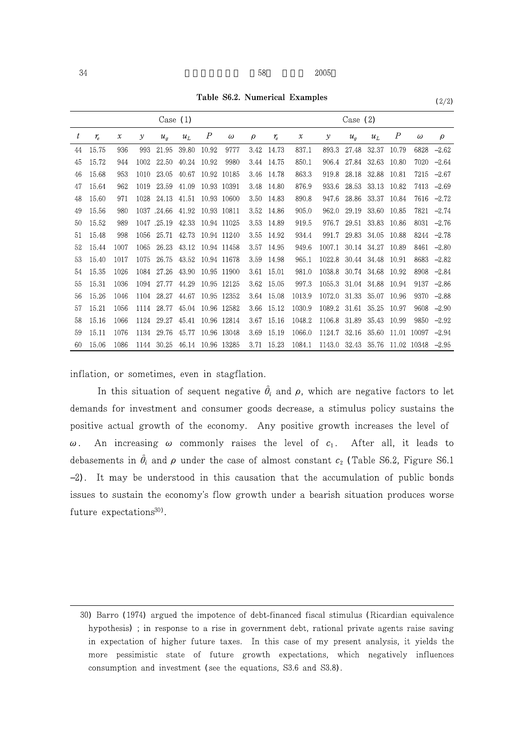**Table S6.2. Numerical Examples**

(2/2)

| | Case (1) | | | | | | | | Case (2) | | | | | | | |
|---|---|---|---|---|---|---|---|---|---|---|---|---|---|---|---|---|
| $t$ | $r_e$ | $x$ | $y$ | $u_g$ | $u_L$ | $P$ | $\omega$ | $\rho$ | $r_e$ | $x$ | $y$ | $u_g$ | $u_L$ | $P$ | $\omega$ | $\rho$ |
| 44 | 15.75 | 936 | 993 | 21.95 | 39.80 | 10.92 | 9777 | 3.42 | 14.73 | 837.1 | 893.3 | 27.48 | 32.37 | 10.79 | 6828 | −2.62 |
| 45 | 15.72 | 944 | 1002 | 22.50 | 40.24 | 10.92 | 9980 | 3.44 | 14.75 | 850.1 | 906.4 | 27.84 | 32.63 | 10.80 | 7020 | −2.64 |
| 46 | 15.68 | 953 | 1010 | 23.05 | 40.67 | 10.92 | 10185 | 3.46 | 14.78 | 863.3 | 919.8 | 28.18 | 32.88 | 10.81 | 7215 | −2.67 |
| 47 | 15.64 | 962 | 1019 | 23.59 | 41.09 | 10.93 | 10391 | 3.48 | 14.80 | 876.9 | 933.6 | 28.53 | 33.13 | 10.82 | 7413 | −2.69 |
| 48 | 15.60 | 971 | 1028 | 24.13 | 41.51 | 10.93 | 10600 | 3.50 | 14.83 | 890.8 | 947.6 | 28.86 | 33.37 | 10.84 | 7616 | −2.72 |
| 49 | 15.56 | 980 | 1037 | .24.66 | 41.92 | 10.93 | 10811 | 3.52 | 14.86 | 905.0 | 962.0 | 29.19 | 33.60 | 10.85 | 7821 | −2.74 |
| 50 | 15.52 | 989 | 1047 | .25.19 | 42.33 | 10.94 | 11025 | 3.53 | 14.89 | 919.5 | 976.7 | 29.51 | 33.83 | 10.86 | 8031 | −2.76 |
| 51 | 15.48 | 998 | 1056 | 25.71 | 42.73 | 10.94 | 11240 | 3.55 | 14.92 | 934.4 | 991.7 | 29.83 | 34.05 | 10.88 | 8244 | −2.78 |
| 52 | 15.44 | 1007 | 1065 | 26.23 | 43.12 | 10.94 | 11458 | 3.57 | 14.95 | 949.6 | 1007.1 | 30.14 | 34.27 | 10.89 | 8461 | −2.80 |
| 53 | 15.40 | 1017 | 1075 | 26.75 | 43.52 | 10.94 | 11678 | 3.59 | 14.98 | 965.1 | 1022.8 | 30.44 | 34.48 | 10.91 | 8683 | −2.82 |
| 54 | 15.35 | 1026 | 1084 | 27.26 | 43.90 | 10.95 | 11900 | 3.61 | 15.01 | 981.0 | 1038.8 | 30.74 | 34.68 | 10.92 | 8908 | −2.84 |
| 55 | 15.31 | 1036 | 1094 | 27.77 | 44.29 | 10.95 | 12125 | 3.62 | 15.05 | 997.3 | 1055.3 | 31.04 | 34.88 | 10.94 | 9137 | −2.86 |
| 56 | 15.26 | 1046 | 1104 | 28.27 | 44.67 | 10.95 | 12352 | 3.64 | 15.08 | 1013.9 | 1072.0 | 31.33 | 35.07 | 10.96 | 9370 | −2.88 |
| 57 | 15.21 | 1056 | 1114 | 28.77 | 45.04 | 10.96 | 12582 | 3.66 | 15.12 | 1030.9 | 1089.2 | 31.61 | 35.25 | 10.97 | 9608 | −2.90 |
| 58 | 15.16 | 1066 | 1124 | 29.27 | 45.41 | 10.96 | 12814 | 3.67 | 15.16 | 1048.2 | 1106.8 | 31.89 | 35.43 | 10.99 | 9850 | −2.92 |
| 59 | 15.11 | 1076 | 1134 | 29.76 | 45.77 | 10.96 | 13048 | 3.69 | 15.19 | 1066.0 | 1124.7 | 32.16 | 35.60 | 11.01 | 10097 | −2.94 |
| 60 | 15.06 | 1086 | 1144 | 30.25 | 46.14 | 10.96 | 13285 | 3.71 | 15.23 | 1084.1 | 1143.0 | 32.43 | 35.76 | 11.02 | 10348 | −2.95 |

inflation, or sometimes, even in stagflation.

In this situation of sequent negative $\tilde{\theta}_i$ and $\rho$, which are negative factors to let demands for investment and consumer goods decrease, a stimulus policy sustains the positive actual growth of the economy. Any positive growth increases the level of $\omega$. An increasing $\omega$ commonly raises the level of $c_1$. After all, it leads to debasements in $\tilde{\theta}_i$ and $\rho$ under the case of almost constant $c_2$ (Table S6.2, Figure S6.1 −2). It may be understood in this causation that the accumulation of public bonds issues to sustain the economy's flow growth under a bearish situation produces worse future expectations[30].

30) Barro (1974) argued the impotence of debt-financed fiscal stimulus (Ricardian equivalence hypothesis) ; in response to a rise in government debt, rational private agents raise saving in expectation of higher future taxes. In this case of my present analysis, it yields the more pessimistic state of future growth expectations, which negatively influences consumption and investment (see the equations, S3.6 and S3.8).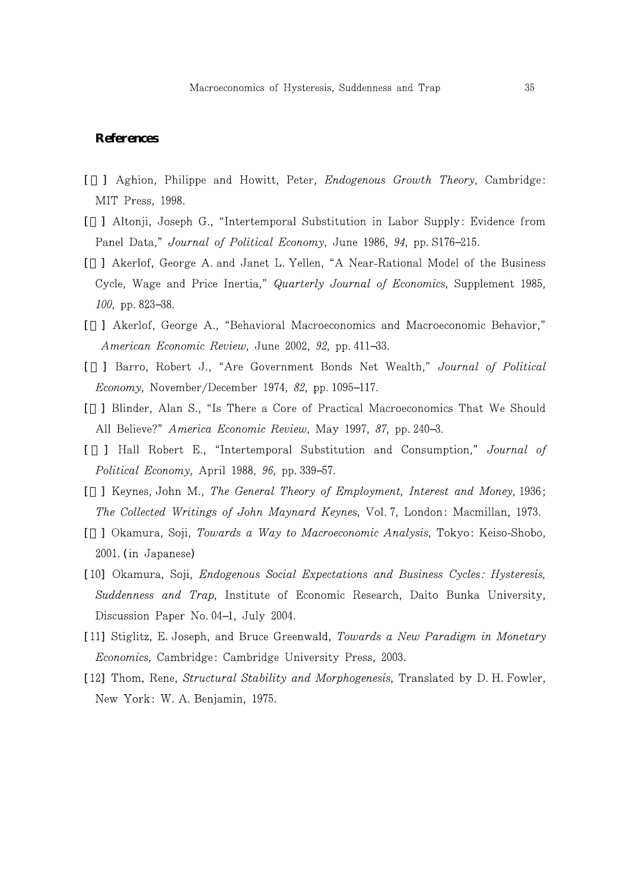## References

[1] Aghion, Philippe and Howitt, Peter, *Endogenous Growth Theory*, Cambridge: MIT Press, 1998.

[2] Altonji, Joseph G., "Intertemporal Substitution in Labor Supply: Evidence from Panel Data," *Journal of Political Economy*, June 1986, *94*, pp. S176–215.

[3] Akerlof, George A. and Janet L. Yellen, "A Near-Rational Model of the Business Cycle, Wage and Price Inertia," *Quarterly Journal of Economics*, Supplement 1985, *100*, pp. 823–38.

[4] Akerlof, George A., "Behavioral Macroeconomics and Macroeconomic Behavior," *American Economic Review*, June 2002, *92*, pp. 411–33.

[5] Barro, Robert J., "Are Government Bonds Net Wealth," *Journal of Political Economy*, November/December 1974, *82*, pp. 1095–117.

[6] Blinder, Alan S., "Is There a Core of Practical Macroeconomics That We Should All Believe?" *America Economic Review*, May 1997, *87*, pp. 240–3.

[7] Hall Robert E., "Intertemporal Substitution and Consumption," *Journal of Political Economy*, April 1988, *96*, pp. 339–57.

[8] Keynes, John M., *The General Theory of Employment, Interest and Money*, 1936; *The Collected Writings of John Maynard Keynes*, Vol. 7, London: Macmillan, 1973.

[9] Okamura, Soji, *Towards a Way to Macroeconomic Analysis*, Tokyo: Keiso-Shobo, 2001. (in Japanese)

[10] Okamura, Soji, *Endogenous Social Expectations and Business Cycles: Hysteresis, Suddenness and Trap*, Institute of Economic Research, Daito Bunka University, Discussion Paper No. 04–1, July 2004.

[11] Stiglitz, E. Joseph, and Bruce Greenwald, *Towards a New Paradigm in Monetary Economics*, Cambridge: Cambridge University Press, 2003.

[12] Thom, Rene, *Structural Stability and Morphogenesis*, Translated by D. H. Fowler, New York: W. A. Benjamin, 1975.